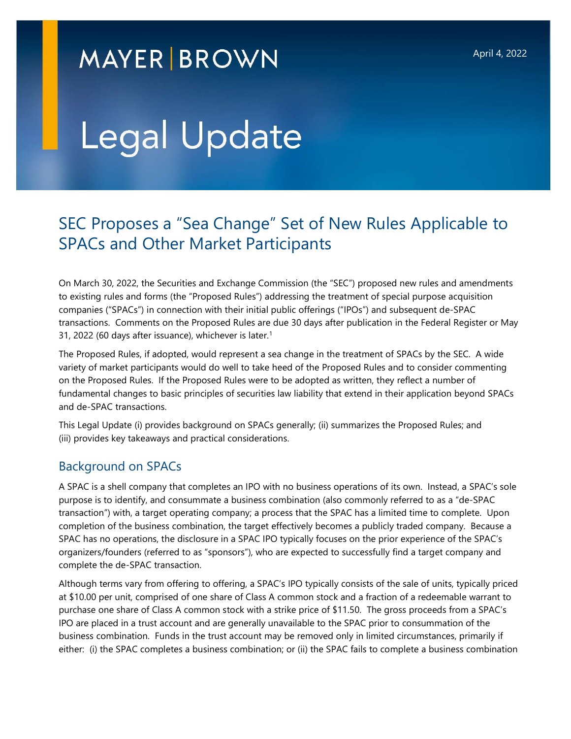MAYER | BROWN

April 4, 2022

# Legal Update

## SEC Proposes a "Sea Change" Set of New Rules Applicable to SPACs and Other Market Participants

On March 30, 2022, the Securities and Exchange Commission (the "SEC") proposed new rules and amendments to existing rules and forms (the "Proposed Rules") addressing the treatment of special purpose acquisition companies ("SPACs") in connection with their initial public offerings ("IPOs") and subsequent de-SPAC transactions. Comments on the Proposed Rules are due 30 days after publication in the Federal Register or May 31, 2022 (60 days after issuance), whichever is later.[1]

The Proposed Rules, if adopted, would represent a sea change in the treatment of SPACs by the SEC. A wide variety of market participants would do well to take heed of the Proposed Rules and to consider commenting on the Proposed Rules. If the Proposed Rules were to be adopted as written, they reflect a number of fundamental changes to basic principles of securities law liability that extend in their application beyond SPACs and de-SPAC transactions.

This Legal Update (i) provides background on SPACs generally; (ii) summarizes the Proposed Rules; and (iii) provides key takeaways and practical considerations.

## Background on SPACs

A SPAC is a shell company that completes an IPO with no business operations of its own. Instead, a SPAC's sole purpose is to identify, and consummate a business combination (also commonly referred to as a "de-SPAC transaction") with, a target operating company; a process that the SPAC has a limited time to complete. Upon completion of the business combination, the target effectively becomes a publicly traded company. Because a SPAC has no operations, the disclosure in a SPAC IPO typically focuses on the prior experience of the SPAC's organizers/founders (referred to as "sponsors"), who are expected to successfully find a target company and complete the de-SPAC transaction.

Although terms vary from offering to offering, a SPAC's IPO typically consists of the sale of units, typically priced at $10.00 per unit, comprised of one share of Class A common stock and a fraction of a redeemable warrant to purchase one share of Class A common stock with a strike price of $11.50. The gross proceeds from a SPAC's IPO are placed in a trust account and are generally unavailable to the SPAC prior to consummation of the business combination. Funds in the trust account may be removed only in limited circumstances, primarily if either: (i) the SPAC completes a business combination; or (ii) the SPAC fails to complete a business combination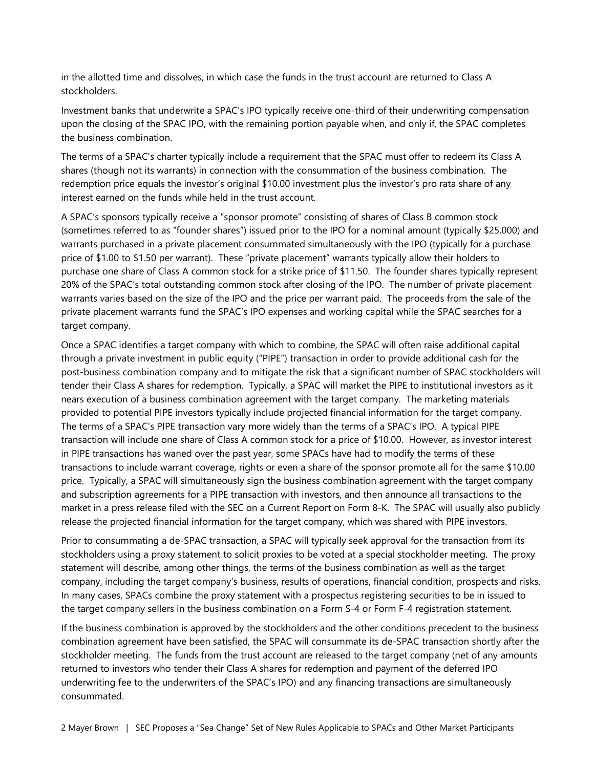in the allotted time and dissolves, in which case the funds in the trust account are returned to Class A stockholders.

Investment banks that underwrite a SPAC's IPO typically receive one-third of their underwriting compensation upon the closing of the SPAC IPO, with the remaining portion payable when, and only if, the SPAC completes the business combination.

The terms of a SPAC's charter typically include a requirement that the SPAC must offer to redeem its Class A shares (though not its warrants) in connection with the consummation of the business combination. The redemption price equals the investor's original $10.00 investment plus the investor's pro rata share of any interest earned on the funds while held in the trust account.

A SPAC's sponsors typically receive a "sponsor promote" consisting of shares of Class B common stock (sometimes referred to as "founder shares") issued prior to the IPO for a nominal amount (typically $25,000) and warrants purchased in a private placement consummated simultaneously with the IPO (typically for a purchase price of $1.00 to $1.50 per warrant). These "private placement" warrants typically allow their holders to purchase one share of Class A common stock for a strike price of $11.50. The founder shares typically represent 20% of the SPAC's total outstanding common stock after closing of the IPO. The number of private placement warrants varies based on the size of the IPO and the price per warrant paid. The proceeds from the sale of the private placement warrants fund the SPAC's IPO expenses and working capital while the SPAC searches for a target company.

Once a SPAC identifies a target company with which to combine, the SPAC will often raise additional capital through a private investment in public equity ("PIPE") transaction in order to provide additional cash for the post-business combination company and to mitigate the risk that a significant number of SPAC stockholders will tender their Class A shares for redemption. Typically, a SPAC will market the PIPE to institutional investors as it nears execution of a business combination agreement with the target company. The marketing materials provided to potential PIPE investors typically include projected financial information for the target company. The terms of a SPAC's PIPE transaction vary more widely than the terms of a SPAC's IPO. A typical PIPE transaction will include one share of Class A common stock for a price of $10.00. However, as investor interest in PIPE transactions has waned over the past year, some SPACs have had to modify the terms of these transactions to include warrant coverage, rights or even a share of the sponsor promote all for the same $10.00 price. Typically, a SPAC will simultaneously sign the business combination agreement with the target company and subscription agreements for a PIPE transaction with investors, and then announce all transactions to the market in a press release filed with the SEC on a Current Report on Form 8-K. The SPAC will usually also publicly release the projected financial information for the target company, which was shared with PIPE investors.

Prior to consummating a de-SPAC transaction, a SPAC will typically seek approval for the transaction from its stockholders using a proxy statement to solicit proxies to be voted at a special stockholder meeting. The proxy statement will describe, among other things, the terms of the business combination as well as the target company, including the target company's business, results of operations, financial condition, prospects and risks. In many cases, SPACs combine the proxy statement with a prospectus registering securities to be in issued to the target company sellers in the business combination on a Form S-4 or Form F-4 registration statement.

If the business combination is approved by the stockholders and the other conditions precedent to the business combination agreement have been satisfied, the SPAC will consummate its de-SPAC transaction shortly after the stockholder meeting. The funds from the trust account are released to the target company (net of any amounts returned to investors who tender their Class A shares for redemption and payment of the deferred IPO underwriting fee to the underwriters of the SPAC's IPO) and any financing transactions are simultaneously consummated.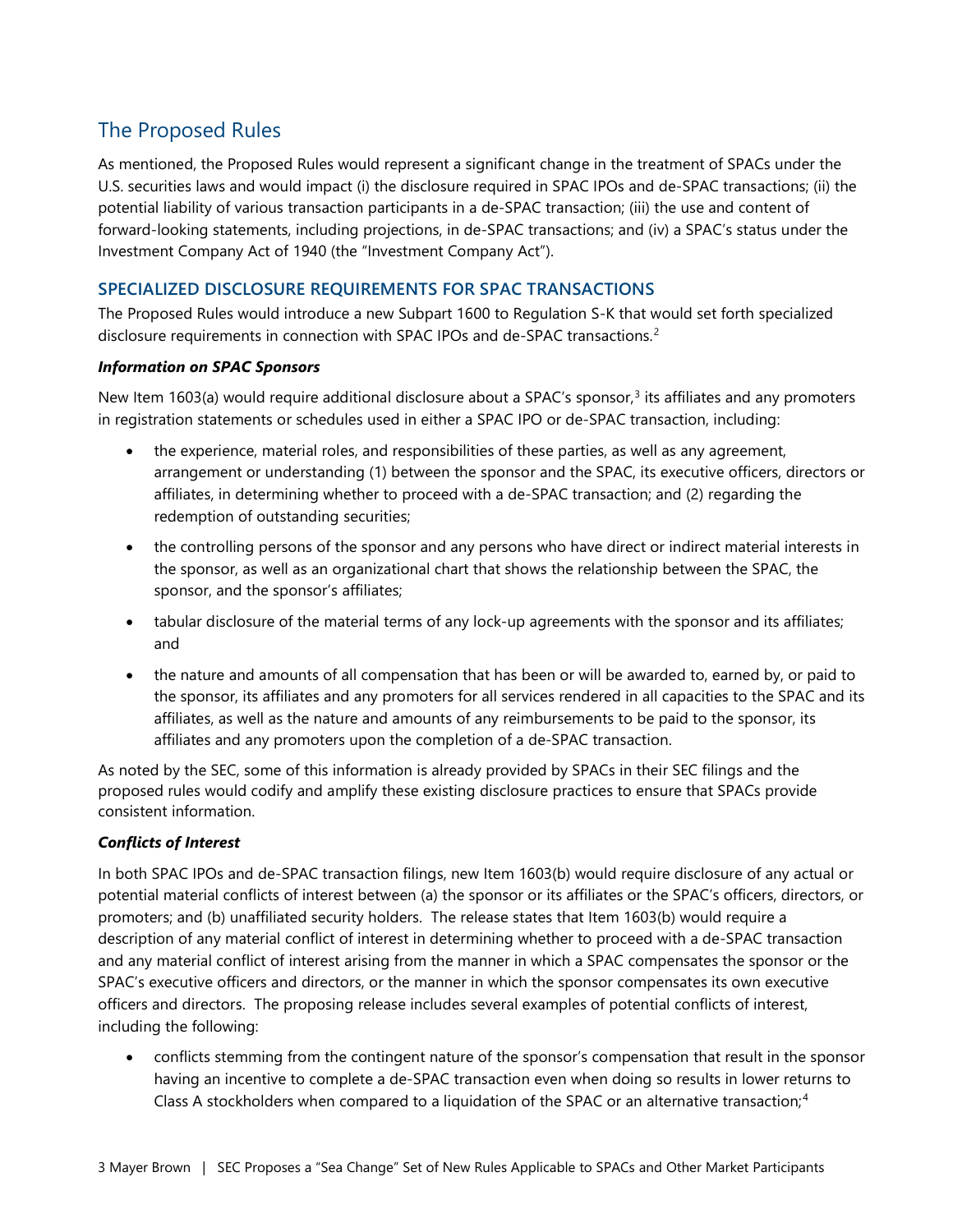## The Proposed Rules

As mentioned, the Proposed Rules would represent a significant change in the treatment of SPACs under the U.S. securities laws and would impact (i) the disclosure required in SPAC IPOs and de-SPAC transactions; (ii) the potential liability of various transaction participants in a de-SPAC transaction; (iii) the use and content of forward-looking statements, including projections, in de-SPAC transactions; and (iv) a SPAC's status under the Investment Company Act of 1940 (the "Investment Company Act").

### SPECIALIZED DISCLOSURE REQUIREMENTS FOR SPAC TRANSACTIONS

The Proposed Rules would introduce a new Subpart 1600 to Regulation S-K that would set forth specialized disclosure requirements in connection with SPAC IPOs and de-SPAC transactions.[2]

#### *Information on SPAC Sponsors*

New Item 1603(a) would require additional disclosure about a SPAC's sponsor,[3] its affiliates and any promoters in registration statements or schedules used in either a SPAC IPO or de-SPAC transaction, including:

- the experience, material roles, and responsibilities of these parties, as well as any agreement, arrangement or understanding (1) between the sponsor and the SPAC, its executive officers, directors or affiliates, in determining whether to proceed with a de-SPAC transaction; and (2) regarding the redemption of outstanding securities;
- the controlling persons of the sponsor and any persons who have direct or indirect material interests in the sponsor, as well as an organizational chart that shows the relationship between the SPAC, the sponsor, and the sponsor's affiliates;
- tabular disclosure of the material terms of any lock-up agreements with the sponsor and its affiliates; and
- the nature and amounts of all compensation that has been or will be awarded to, earned by, or paid to the sponsor, its affiliates and any promoters for all services rendered in all capacities to the SPAC and its affiliates, as well as the nature and amounts of any reimbursements to be paid to the sponsor, its affiliates and any promoters upon the completion of a de-SPAC transaction.

As noted by the SEC, some of this information is already provided by SPACs in their SEC filings and the proposed rules would codify and amplify these existing disclosure practices to ensure that SPACs provide consistent information.

#### *Conflicts of Interest*

In both SPAC IPOs and de-SPAC transaction filings, new Item 1603(b) would require disclosure of any actual or potential material conflicts of interest between (a) the sponsor or its affiliates or the SPAC's officers, directors, or promoters; and (b) unaffiliated security holders. The release states that Item 1603(b) would require a description of any material conflict of interest in determining whether to proceed with a de-SPAC transaction and any material conflict of interest arising from the manner in which a SPAC compensates the sponsor or the SPAC's executive officers and directors, or the manner in which the sponsor compensates its own executive officers and directors. The proposing release includes several examples of potential conflicts of interest, including the following:

- conflicts stemming from the contingent nature of the sponsor's compensation that result in the sponsor having an incentive to complete a de-SPAC transaction even when doing so results in lower returns to Class A stockholders when compared to a liquidation of the SPAC or an alternative transaction;[4]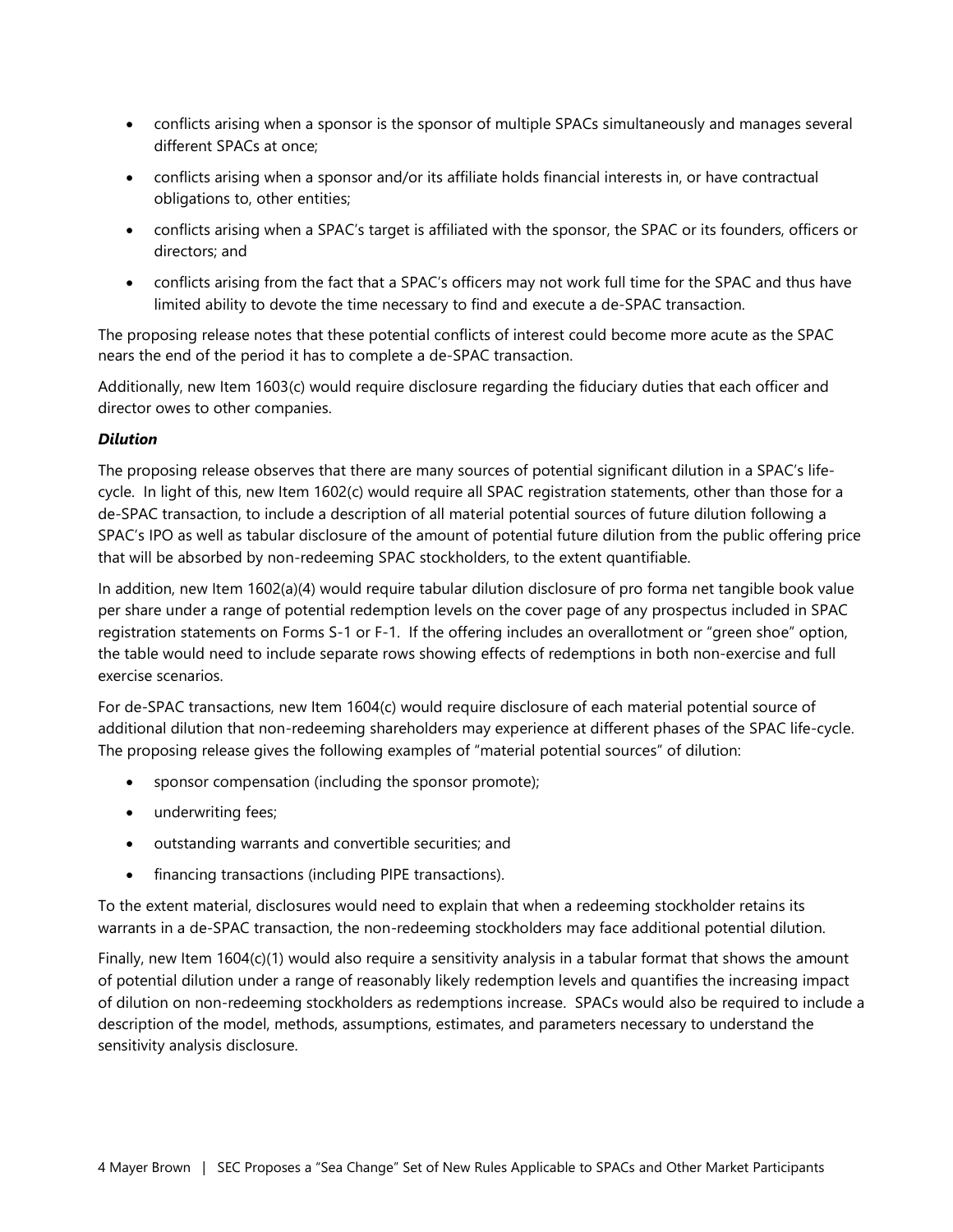- conflicts arising when a sponsor is the sponsor of multiple SPACs simultaneously and manages several different SPACs at once;
- conflicts arising when a sponsor and/or its affiliate holds financial interests in, or have contractual obligations to, other entities;
- conflicts arising when a SPAC's target is affiliated with the sponsor, the SPAC or its founders, officers or directors; and
- conflicts arising from the fact that a SPAC's officers may not work full time for the SPAC and thus have limited ability to devote the time necessary to find and execute a de-SPAC transaction.

The proposing release notes that these potential conflicts of interest could become more acute as the SPAC nears the end of the period it has to complete a de-SPAC transaction.

Additionally, new Item 1603(c) would require disclosure regarding the fiduciary duties that each officer and director owes to other companies.

***Dilution***

The proposing release observes that there are many sources of potential significant dilution in a SPAC's life-cycle. In light of this, new Item 1602(c) would require all SPAC registration statements, other than those for a de-SPAC transaction, to include a description of all material potential sources of future dilution following a SPAC's IPO as well as tabular disclosure of the amount of potential future dilution from the public offering price that will be absorbed by non-redeeming SPAC stockholders, to the extent quantifiable.

In addition, new Item 1602(a)(4) would require tabular dilution disclosure of pro forma net tangible book value per share under a range of potential redemption levels on the cover page of any prospectus included in SPAC registration statements on Forms S-1 or F-1. If the offering includes an overallotment or "green shoe" option, the table would need to include separate rows showing effects of redemptions in both non-exercise and full exercise scenarios.

For de-SPAC transactions, new Item 1604(c) would require disclosure of each material potential source of additional dilution that non-redeeming shareholders may experience at different phases of the SPAC life-cycle. The proposing release gives the following examples of "material potential sources" of dilution:

- sponsor compensation (including the sponsor promote);
- underwriting fees;
- outstanding warrants and convertible securities; and
- financing transactions (including PIPE transactions).

To the extent material, disclosures would need to explain that when a redeeming stockholder retains its warrants in a de-SPAC transaction, the non-redeeming stockholders may face additional potential dilution.

Finally, new Item 1604(c)(1) would also require a sensitivity analysis in a tabular format that shows the amount of potential dilution under a range of reasonably likely redemption levels and quantifies the increasing impact of dilution on non-redeeming stockholders as redemptions increase. SPACs would also be required to include a description of the model, methods, assumptions, estimates, and parameters necessary to understand the sensitivity analysis disclosure.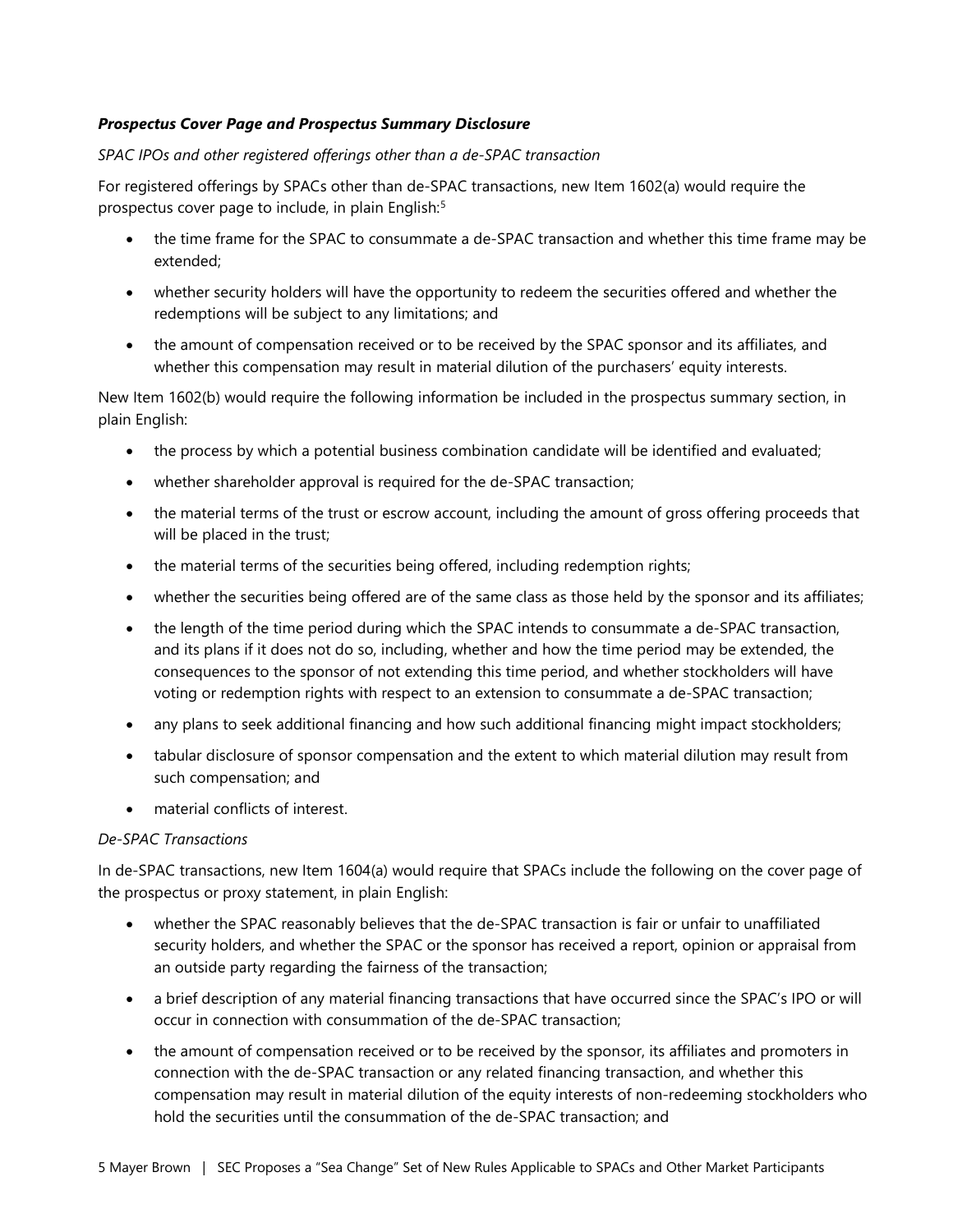***Prospectus Cover Page and Prospectus Summary Disclosure***

*SPAC IPOs and other registered offerings other than a de-SPAC transaction*

For registered offerings by SPACs other than de-SPAC transactions, new Item 1602(a) would require the prospectus cover page to include, in plain English:[5]

- the time frame for the SPAC to consummate a de-SPAC transaction and whether this time frame may be extended;
- whether security holders will have the opportunity to redeem the securities offered and whether the redemptions will be subject to any limitations; and
- the amount of compensation received or to be received by the SPAC sponsor and its affiliates, and whether this compensation may result in material dilution of the purchasers' equity interests.

New Item 1602(b) would require the following information be included in the prospectus summary section, in plain English:

- the process by which a potential business combination candidate will be identified and evaluated;
- whether shareholder approval is required for the de-SPAC transaction;
- the material terms of the trust or escrow account, including the amount of gross offering proceeds that will be placed in the trust;
- the material terms of the securities being offered, including redemption rights;
- whether the securities being offered are of the same class as those held by the sponsor and its affiliates;
- the length of the time period during which the SPAC intends to consummate a de-SPAC transaction, and its plans if it does not do so, including, whether and how the time period may be extended, the consequences to the sponsor of not extending this time period, and whether stockholders will have voting or redemption rights with respect to an extension to consummate a de-SPAC transaction;
- any plans to seek additional financing and how such additional financing might impact stockholders;
- tabular disclosure of sponsor compensation and the extent to which material dilution may result from such compensation; and
- material conflicts of interest.

*De-SPAC Transactions*

In de-SPAC transactions, new Item 1604(a) would require that SPACs include the following on the cover page of the prospectus or proxy statement, in plain English:

- whether the SPAC reasonably believes that the de-SPAC transaction is fair or unfair to unaffiliated security holders, and whether the SPAC or the sponsor has received a report, opinion or appraisal from an outside party regarding the fairness of the transaction;
- a brief description of any material financing transactions that have occurred since the SPAC's IPO or will occur in connection with consummation of the de-SPAC transaction;
- the amount of compensation received or to be received by the sponsor, its affiliates and promoters in connection with the de-SPAC transaction or any related financing transaction, and whether this compensation may result in material dilution of the equity interests of non-redeeming stockholders who hold the securities until the consummation of the de-SPAC transaction; and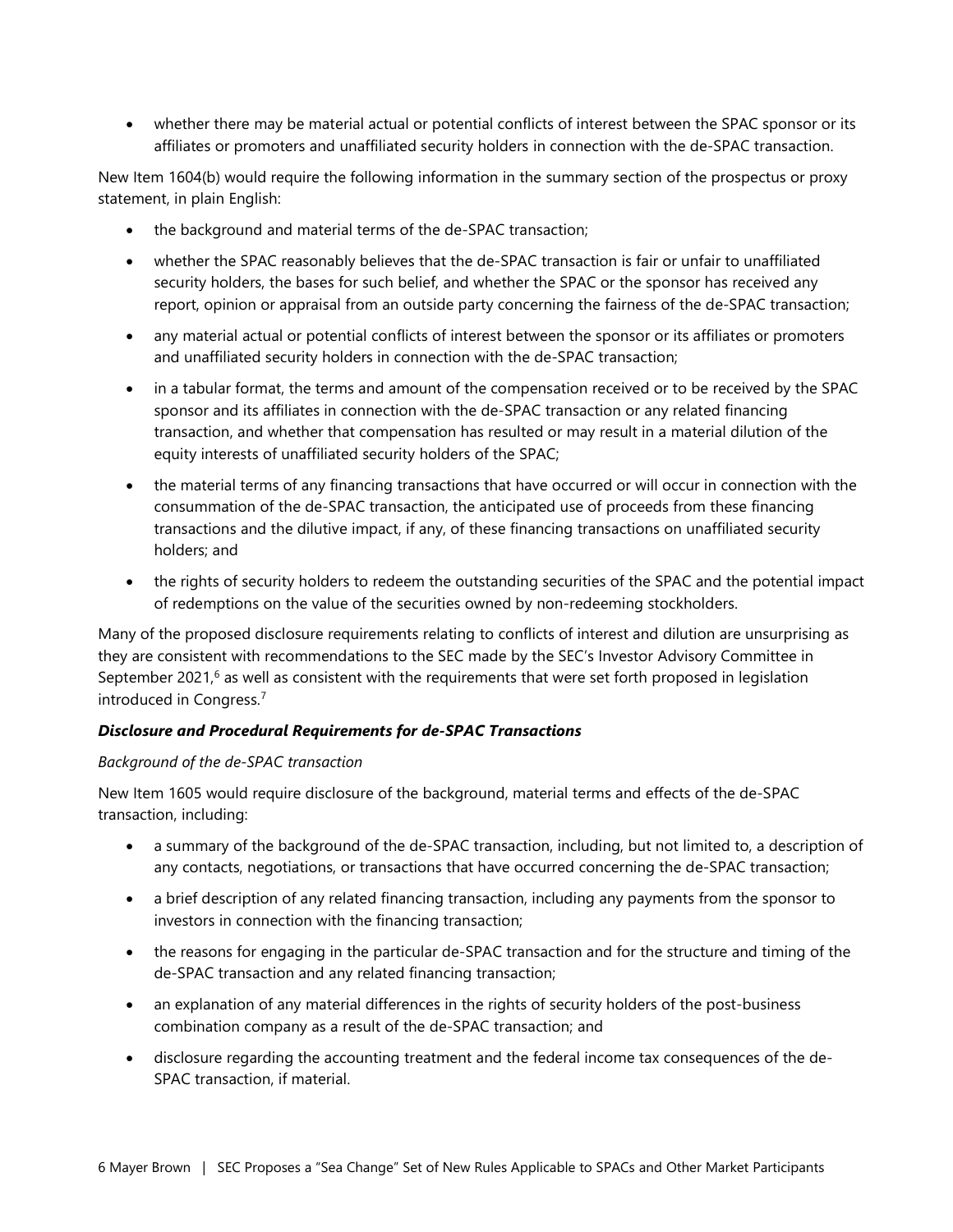- whether there may be material actual or potential conflicts of interest between the SPAC sponsor or its affiliates or promoters and unaffiliated security holders in connection with the de-SPAC transaction.

New Item 1604(b) would require the following information in the summary section of the prospectus or proxy statement, in plain English:

- the background and material terms of the de-SPAC transaction;
- whether the SPAC reasonably believes that the de-SPAC transaction is fair or unfair to unaffiliated security holders, the bases for such belief, and whether the SPAC or the sponsor has received any report, opinion or appraisal from an outside party concerning the fairness of the de-SPAC transaction;
- any material actual or potential conflicts of interest between the sponsor or its affiliates or promoters and unaffiliated security holders in connection with the de-SPAC transaction;
- in a tabular format, the terms and amount of the compensation received or to be received by the SPAC sponsor and its affiliates in connection with the de-SPAC transaction or any related financing transaction, and whether that compensation has resulted or may result in a material dilution of the equity interests of unaffiliated security holders of the SPAC;
- the material terms of any financing transactions that have occurred or will occur in connection with the consummation of the de-SPAC transaction, the anticipated use of proceeds from these financing transactions and the dilutive impact, if any, of these financing transactions on unaffiliated security holders; and
- the rights of security holders to redeem the outstanding securities of the SPAC and the potential impact of redemptions on the value of the securities owned by non-redeeming stockholders.

Many of the proposed disclosure requirements relating to conflicts of interest and dilution are unsurprising as they are consistent with recommendations to the SEC made by the SEC's Investor Advisory Committee in September 2021,[6] as well as consistent with the requirements that were set forth proposed in legislation introduced in Congress.[7]

### ***Disclosure and Procedural Requirements for de-SPAC Transactions***

*Background of the de-SPAC transaction*

New Item 1605 would require disclosure of the background, material terms and effects of the de-SPAC transaction, including:

- a summary of the background of the de-SPAC transaction, including, but not limited to, a description of any contacts, negotiations, or transactions that have occurred concerning the de-SPAC transaction;
- a brief description of any related financing transaction, including any payments from the sponsor to investors in connection with the financing transaction;
- the reasons for engaging in the particular de-SPAC transaction and for the structure and timing of the de-SPAC transaction and any related financing transaction;
- an explanation of any material differences in the rights of security holders of the post-business combination company as a result of the de-SPAC transaction; and
- disclosure regarding the accounting treatment and the federal income tax consequences of the de-SPAC transaction, if material.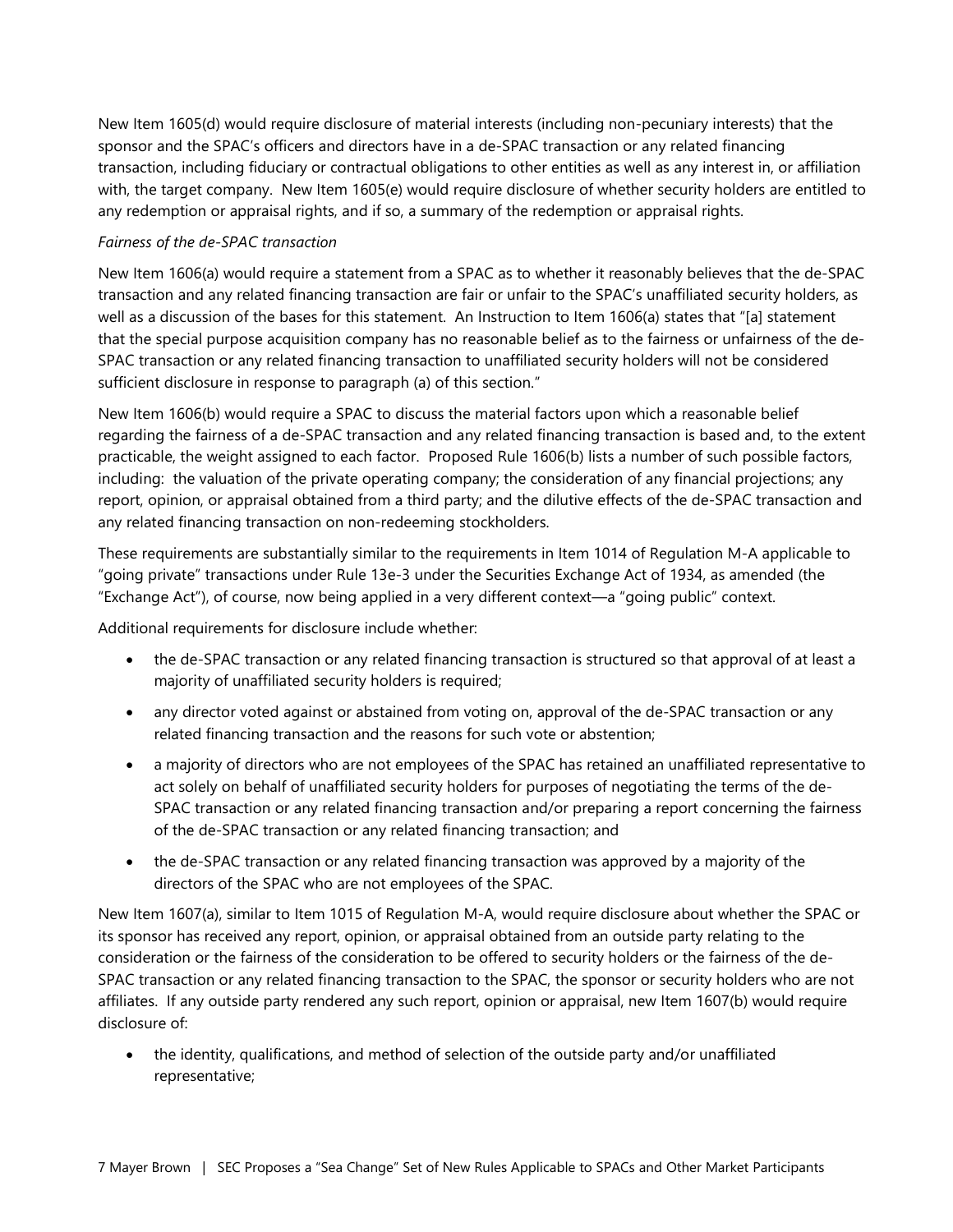New Item 1605(d) would require disclosure of material interests (including non-pecuniary interests) that the sponsor and the SPAC's officers and directors have in a de-SPAC transaction or any related financing transaction, including fiduciary or contractual obligations to other entities as well as any interest in, or affiliation with, the target company. New Item 1605(e) would require disclosure of whether security holders are entitled to any redemption or appraisal rights, and if so, a summary of the redemption or appraisal rights.

*Fairness of the de-SPAC transaction*

New Item 1606(a) would require a statement from a SPAC as to whether it reasonably believes that the de-SPAC transaction and any related financing transaction are fair or unfair to the SPAC's unaffiliated security holders, as well as a discussion of the bases for this statement. An Instruction to Item 1606(a) states that "[a] statement that the special purpose acquisition company has no reasonable belief as to the fairness or unfairness of the de-SPAC transaction or any related financing transaction to unaffiliated security holders will not be considered sufficient disclosure in response to paragraph (a) of this section."

New Item 1606(b) would require a SPAC to discuss the material factors upon which a reasonable belief regarding the fairness of a de-SPAC transaction and any related financing transaction is based and, to the extent practicable, the weight assigned to each factor. Proposed Rule 1606(b) lists a number of such possible factors, including: the valuation of the private operating company; the consideration of any financial projections; any report, opinion, or appraisal obtained from a third party; and the dilutive effects of the de-SPAC transaction and any related financing transaction on non-redeeming stockholders.

These requirements are substantially similar to the requirements in Item 1014 of Regulation M-A applicable to "going private" transactions under Rule 13e-3 under the Securities Exchange Act of 1934, as amended (the "Exchange Act"), of course, now being applied in a very different context—a "going public" context.

Additional requirements for disclosure include whether:

- the de-SPAC transaction or any related financing transaction is structured so that approval of at least a majority of unaffiliated security holders is required;
- any director voted against or abstained from voting on, approval of the de-SPAC transaction or any related financing transaction and the reasons for such vote or abstention;
- a majority of directors who are not employees of the SPAC has retained an unaffiliated representative to act solely on behalf of unaffiliated security holders for purposes of negotiating the terms of the de-SPAC transaction or any related financing transaction and/or preparing a report concerning the fairness of the de-SPAC transaction or any related financing transaction; and
- the de-SPAC transaction or any related financing transaction was approved by a majority of the directors of the SPAC who are not employees of the SPAC.

New Item 1607(a), similar to Item 1015 of Regulation M-A, would require disclosure about whether the SPAC or its sponsor has received any report, opinion, or appraisal obtained from an outside party relating to the consideration or the fairness of the consideration to be offered to security holders or the fairness of the de-SPAC transaction or any related financing transaction to the SPAC, the sponsor or security holders who are not affiliates. If any outside party rendered any such report, opinion or appraisal, new Item 1607(b) would require disclosure of:

- the identity, qualifications, and method of selection of the outside party and/or unaffiliated representative;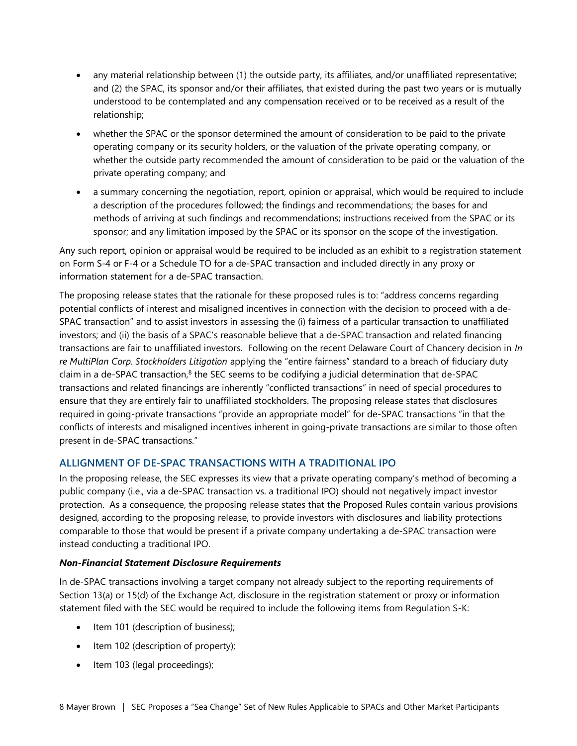- any material relationship between (1) the outside party, its affiliates, and/or unaffiliated representative; and (2) the SPAC, its sponsor and/or their affiliates, that existed during the past two years or is mutually understood to be contemplated and any compensation received or to be received as a result of the relationship;
- whether the SPAC or the sponsor determined the amount of consideration to be paid to the private operating company or its security holders, or the valuation of the private operating company, or whether the outside party recommended the amount of consideration to be paid or the valuation of the private operating company; and
- a summary concerning the negotiation, report, opinion or appraisal, which would be required to include a description of the procedures followed; the findings and recommendations; the bases for and methods of arriving at such findings and recommendations; instructions received from the SPAC or its sponsor; and any limitation imposed by the SPAC or its sponsor on the scope of the investigation.

Any such report, opinion or appraisal would be required to be included as an exhibit to a registration statement on Form S-4 or F-4 or a Schedule TO for a de-SPAC transaction and included directly in any proxy or information statement for a de-SPAC transaction.

The proposing release states that the rationale for these proposed rules is to: "address concerns regarding potential conflicts of interest and misaligned incentives in connection with the decision to proceed with a de-SPAC transaction" and to assist investors in assessing the (i) fairness of a particular transaction to unaffiliated investors; and (ii) the basis of a SPAC's reasonable believe that a de-SPAC transaction and related financing transactions are fair to unaffiliated investors. Following on the recent Delaware Court of Chancery decision in *In re MultiPlan Corp. Stockholders Litigation* applying the "entire fairness" standard to a breach of fiduciary duty claim in a de-SPAC transaction,[8] the SEC seems to be codifying a judicial determination that de-SPAC transactions and related financings are inherently "conflicted transactions" in need of special procedures to ensure that they are entirely fair to unaffiliated stockholders. The proposing release states that disclosures required in going-private transactions "provide an appropriate model" for de-SPAC transactions "in that the conflicts of interests and misaligned incentives inherent in going-private transactions are similar to those often present in de-SPAC transactions."

## ALLIGNMENT OF DE-SPAC TRANSACTIONS WITH A TRADITIONAL IPO

In the proposing release, the SEC expresses its view that a private operating company's method of becoming a public company (i.e., via a de-SPAC transaction vs. a traditional IPO) should not negatively impact investor protection. As a consequence, the proposing release states that the Proposed Rules contain various provisions designed, according to the proposing release, to provide investors with disclosures and liability protections comparable to those that would be present if a private company undertaking a de-SPAC transaction were instead conducting a traditional IPO.

### *Non-Financial Statement Disclosure Requirements*

In de-SPAC transactions involving a target company not already subject to the reporting requirements of Section 13(a) or 15(d) of the Exchange Act, disclosure in the registration statement or proxy or information statement filed with the SEC would be required to include the following items from Regulation S-K:

- Item 101 (description of business);
- Item 102 (description of property);
- Item 103 (legal proceedings);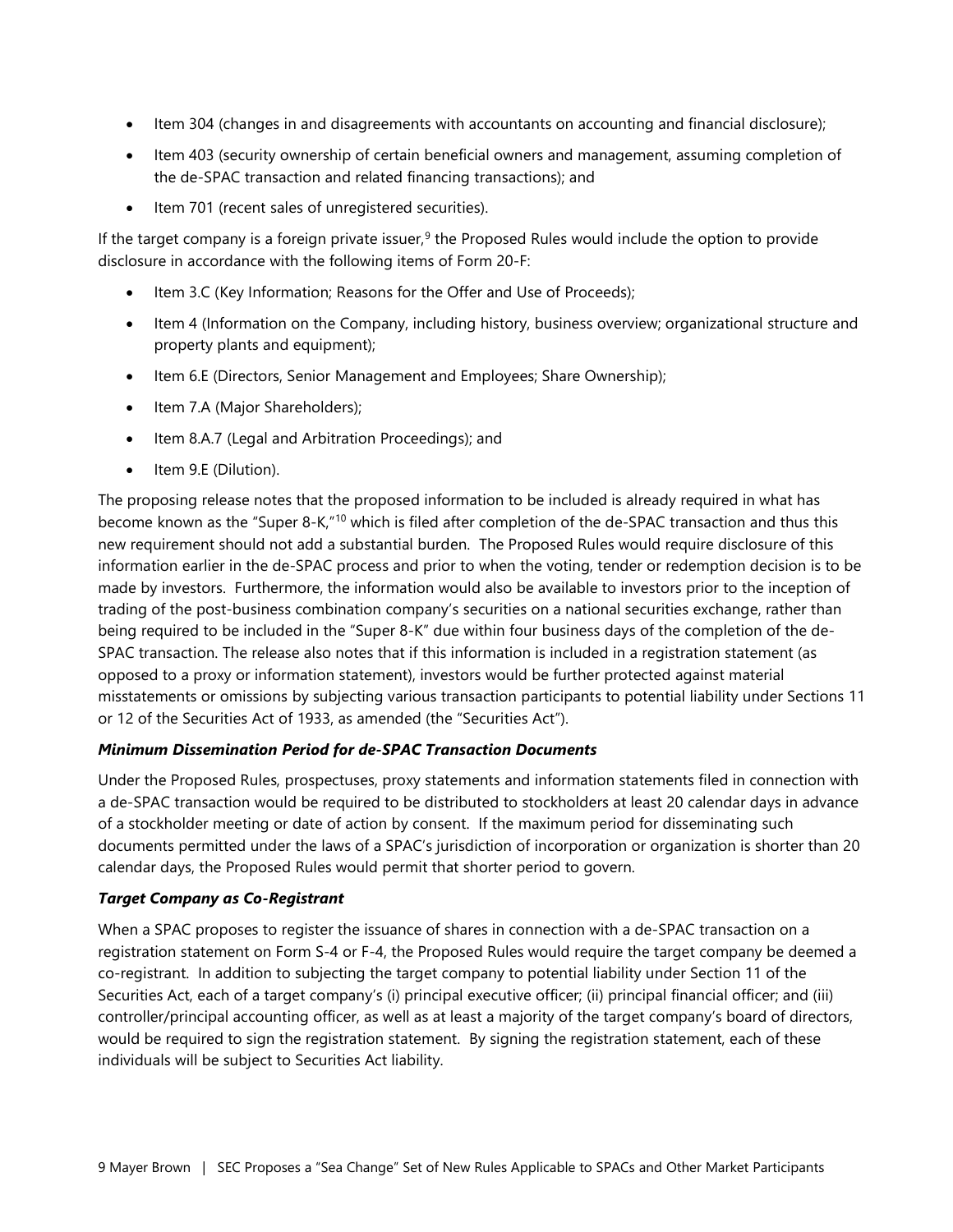- Item 304 (changes in and disagreements with accountants on accounting and financial disclosure);
- Item 403 (security ownership of certain beneficial owners and management, assuming completion of the de-SPAC transaction and related financing transactions); and
- Item 701 (recent sales of unregistered securities).

If the target company is a foreign private issuer,[9] the Proposed Rules would include the option to provide disclosure in accordance with the following items of Form 20-F:

- Item 3.C (Key Information; Reasons for the Offer and Use of Proceeds);
- Item 4 (Information on the Company, including history, business overview; organizational structure and property plants and equipment);
- Item 6.E (Directors, Senior Management and Employees; Share Ownership);
- Item 7.A (Major Shareholders);
- Item 8.A.7 (Legal and Arbitration Proceedings); and
- Item 9.E (Dilution).

The proposing release notes that the proposed information to be included is already required in what has become known as the "Super 8-K,"[10] which is filed after completion of the de-SPAC transaction and thus this new requirement should not add a substantial burden. The Proposed Rules would require disclosure of this information earlier in the de-SPAC process and prior to when the voting, tender or redemption decision is to be made by investors. Furthermore, the information would also be available to investors prior to the inception of trading of the post-business combination company's securities on a national securities exchange, rather than being required to be included in the "Super 8-K" due within four business days of the completion of the de-SPAC transaction. The release also notes that if this information is included in a registration statement (as opposed to a proxy or information statement), investors would be further protected against material misstatements or omissions by subjecting various transaction participants to potential liability under Sections 11 or 12 of the Securities Act of 1933, as amended (the "Securities Act").

***Minimum Dissemination Period for de-SPAC Transaction Documents***

Under the Proposed Rules, prospectuses, proxy statements and information statements filed in connection with a de-SPAC transaction would be required to be distributed to stockholders at least 20 calendar days in advance of a stockholder meeting or date of action by consent. If the maximum period for disseminating such documents permitted under the laws of a SPAC's jurisdiction of incorporation or organization is shorter than 20 calendar days, the Proposed Rules would permit that shorter period to govern.

***Target Company as Co-Registrant***

When a SPAC proposes to register the issuance of shares in connection with a de-SPAC transaction on a registration statement on Form S-4 or F-4, the Proposed Rules would require the target company be deemed a co-registrant. In addition to subjecting the target company to potential liability under Section 11 of the Securities Act, each of a target company's (i) principal executive officer; (ii) principal financial officer; and (iii) controller/principal accounting officer, as well as at least a majority of the target company's board of directors, would be required to sign the registration statement. By signing the registration statement, each of these individuals will be subject to Securities Act liability.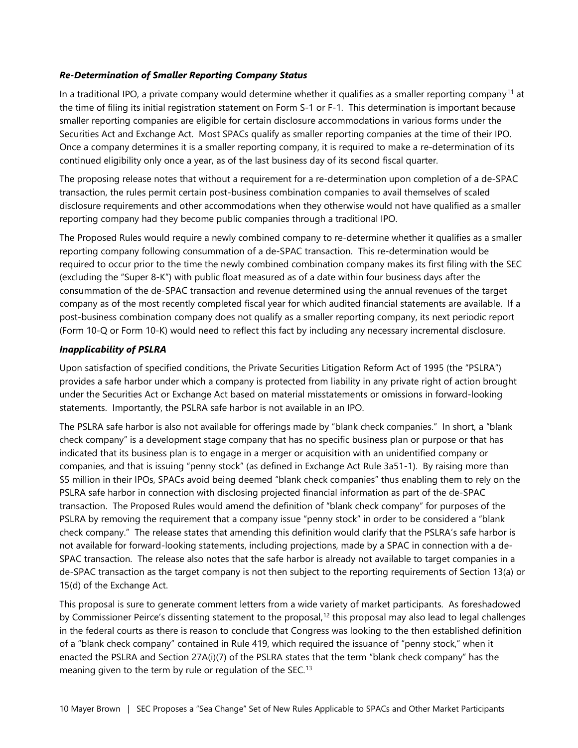### *Re-Determination of Smaller Reporting Company Status*

In a traditional IPO, a private company would determine whether it qualifies as a smaller reporting company[11] at the time of filing its initial registration statement on Form S-1 or F-1. This determination is important because smaller reporting companies are eligible for certain disclosure accommodations in various forms under the Securities Act and Exchange Act. Most SPACs qualify as smaller reporting companies at the time of their IPO. Once a company determines it is a smaller reporting company, it is required to make a re-determination of its continued eligibility only once a year, as of the last business day of its second fiscal quarter.

The proposing release notes that without a requirement for a re-determination upon completion of a de-SPAC transaction, the rules permit certain post-business combination companies to avail themselves of scaled disclosure requirements and other accommodations when they otherwise would not have qualified as a smaller reporting company had they become public companies through a traditional IPO.

The Proposed Rules would require a newly combined company to re-determine whether it qualifies as a smaller reporting company following consummation of a de-SPAC transaction. This re-determination would be required to occur prior to the time the newly combined combination company makes its first filing with the SEC (excluding the "Super 8-K") with public float measured as of a date within four business days after the consummation of the de-SPAC transaction and revenue determined using the annual revenues of the target company as of the most recently completed fiscal year for which audited financial statements are available. If a post-business combination company does not qualify as a smaller reporting company, its next periodic report (Form 10-Q or Form 10-K) would need to reflect this fact by including any necessary incremental disclosure.

### *Inapplicability of PSLRA*

Upon satisfaction of specified conditions, the Private Securities Litigation Reform Act of 1995 (the "PSLRA") provides a safe harbor under which a company is protected from liability in any private right of action brought under the Securities Act or Exchange Act based on material misstatements or omissions in forward-looking statements. Importantly, the PSLRA safe harbor is not available in an IPO.

The PSLRA safe harbor is also not available for offerings made by "blank check companies." In short, a "blank check company" is a development stage company that has no specific business plan or purpose or that has indicated that its business plan is to engage in a merger or acquisition with an unidentified company or companies, and that is issuing "penny stock" (as defined in Exchange Act Rule 3a51-1). By raising more than \$5 million in their IPOs, SPACs avoid being deemed "blank check companies" thus enabling them to rely on the PSLRA safe harbor in connection with disclosing projected financial information as part of the de-SPAC transaction. The Proposed Rules would amend the definition of "blank check company" for purposes of the PSLRA by removing the requirement that a company issue "penny stock" in order to be considered a "blank check company." The release states that amending this definition would clarify that the PSLRA's safe harbor is not available for forward-looking statements, including projections, made by a SPAC in connection with a de-SPAC transaction. The release also notes that the safe harbor is already not available to target companies in a de-SPAC transaction as the target company is not then subject to the reporting requirements of Section 13(a) or 15(d) of the Exchange Act.

This proposal is sure to generate comment letters from a wide variety of market participants. As foreshadowed by Commissioner Peirce's dissenting statement to the proposal,[12] this proposal may also lead to legal challenges in the federal courts as there is reason to conclude that Congress was looking to the then established definition of a "blank check company" contained in Rule 419, which required the issuance of "penny stock," when it enacted the PSLRA and Section 27A(i)(7) of the PSLRA states that the term "blank check company" has the meaning given to the term by rule or regulation of the SEC.[13]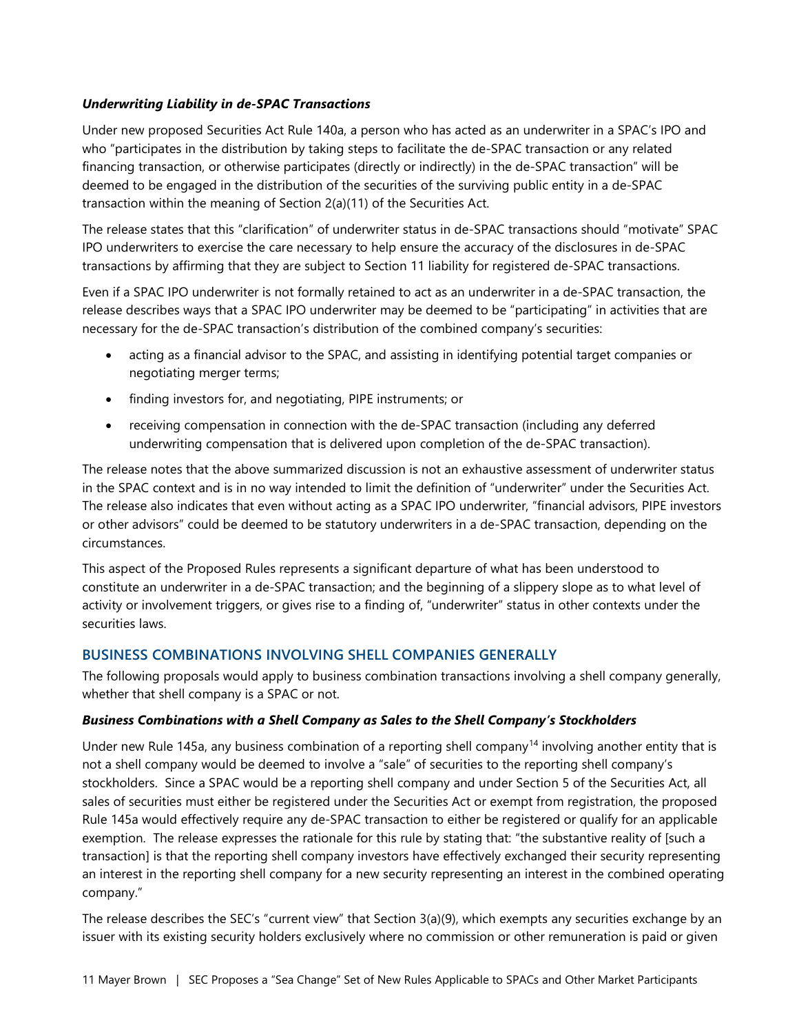### *Underwriting Liability in de-SPAC Transactions*

Under new proposed Securities Act Rule 140a, a person who has acted as an underwriter in a SPAC's IPO and who "participates in the distribution by taking steps to facilitate the de-SPAC transaction or any related financing transaction, or otherwise participates (directly or indirectly) in the de-SPAC transaction" will be deemed to be engaged in the distribution of the securities of the surviving public entity in a de-SPAC transaction within the meaning of Section 2(a)(11) of the Securities Act.

The release states that this "clarification" of underwriter status in de-SPAC transactions should "motivate" SPAC IPO underwriters to exercise the care necessary to help ensure the accuracy of the disclosures in de-SPAC transactions by affirming that they are subject to Section 11 liability for registered de-SPAC transactions.

Even if a SPAC IPO underwriter is not formally retained to act as an underwriter in a de-SPAC transaction, the release describes ways that a SPAC IPO underwriter may be deemed to be "participating" in activities that are necessary for the de-SPAC transaction's distribution of the combined company's securities:

- acting as a financial advisor to the SPAC, and assisting in identifying potential target companies or negotiating merger terms;
- finding investors for, and negotiating, PIPE instruments; or
- receiving compensation in connection with the de-SPAC transaction (including any deferred underwriting compensation that is delivered upon completion of the de-SPAC transaction).

The release notes that the above summarized discussion is not an exhaustive assessment of underwriter status in the SPAC context and is in no way intended to limit the definition of "underwriter" under the Securities Act. The release also indicates that even without acting as a SPAC IPO underwriter, "financial advisors, PIPE investors or other advisors" could be deemed to be statutory underwriters in a de-SPAC transaction, depending on the circumstances.

This aspect of the Proposed Rules represents a significant departure of what has been understood to constitute an underwriter in a de-SPAC transaction; and the beginning of a slippery slope as to what level of activity or involvement triggers, or gives rise to a finding of, "underwriter" status in other contexts under the securities laws.

## BUSINESS COMBINATIONS INVOLVING SHELL COMPANIES GENERALLY

The following proposals would apply to business combination transactions involving a shell company generally, whether that shell company is a SPAC or not.

### *Business Combinations with a Shell Company as Sales to the Shell Company's Stockholders*

Under new Rule 145a, any business combination of a reporting shell company[14] involving another entity that is not a shell company would be deemed to involve a "sale" of securities to the reporting shell company's stockholders. Since a SPAC would be a reporting shell company and under Section 5 of the Securities Act, all sales of securities must either be registered under the Securities Act or exempt from registration, the proposed Rule 145a would effectively require any de-SPAC transaction to either be registered or qualify for an applicable exemption. The release expresses the rationale for this rule by stating that: "the substantive reality of [such a transaction] is that the reporting shell company investors have effectively exchanged their security representing an interest in the reporting shell company for a new security representing an interest in the combined operating company."

The release describes the SEC's "current view" that Section 3(a)(9), which exempts any securities exchange by an issuer with its existing security holders exclusively where no commission or other remuneration is paid or given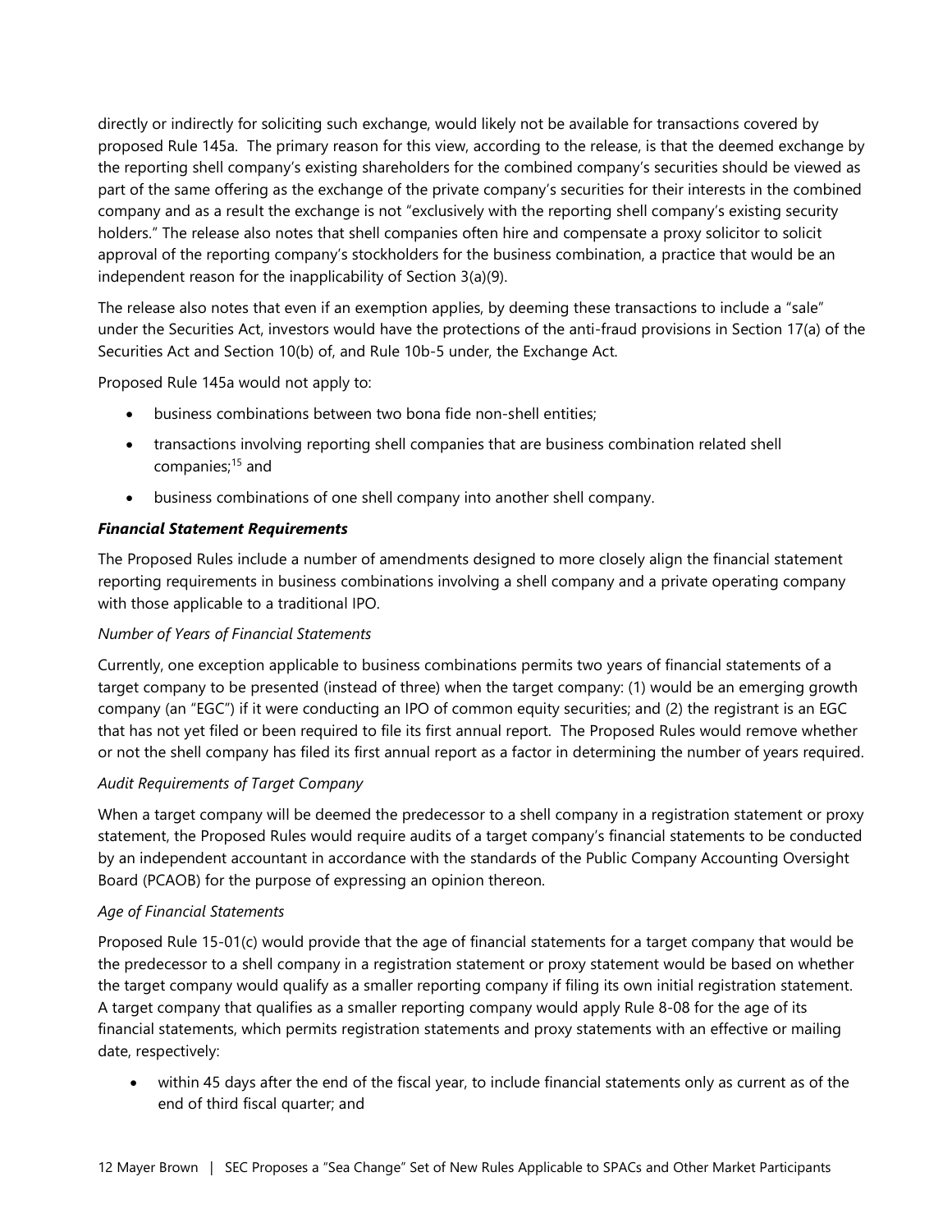directly or indirectly for soliciting such exchange, would likely not be available for transactions covered by proposed Rule 145a. The primary reason for this view, according to the release, is that the deemed exchange by the reporting shell company's existing shareholders for the combined company's securities should be viewed as part of the same offering as the exchange of the private company's securities for their interests in the combined company and as a result the exchange is not "exclusively with the reporting shell company's existing security holders." The release also notes that shell companies often hire and compensate a proxy solicitor to solicit approval of the reporting company's stockholders for the business combination, a practice that would be an independent reason for the inapplicability of Section 3(a)(9).

The release also notes that even if an exemption applies, by deeming these transactions to include a "sale" under the Securities Act, investors would have the protections of the anti-fraud provisions in Section 17(a) of the Securities Act and Section 10(b) of, and Rule 10b-5 under, the Exchange Act.

Proposed Rule 145a would not apply to:

- business combinations between two bona fide non-shell entities;
- transactions involving reporting shell companies that are business combination related shell companies;[15] and
- business combinations of one shell company into another shell company.

***Financial Statement Requirements***

The Proposed Rules include a number of amendments designed to more closely align the financial statement reporting requirements in business combinations involving a shell company and a private operating company with those applicable to a traditional IPO.

*Number of Years of Financial Statements*

Currently, one exception applicable to business combinations permits two years of financial statements of a target company to be presented (instead of three) when the target company: (1) would be an emerging growth company (an "EGC") if it were conducting an IPO of common equity securities; and (2) the registrant is an EGC that has not yet filed or been required to file its first annual report. The Proposed Rules would remove whether or not the shell company has filed its first annual report as a factor in determining the number of years required.

*Audit Requirements of Target Company*

When a target company will be deemed the predecessor to a shell company in a registration statement or proxy statement, the Proposed Rules would require audits of a target company's financial statements to be conducted by an independent accountant in accordance with the standards of the Public Company Accounting Oversight Board (PCAOB) for the purpose of expressing an opinion thereon.

*Age of Financial Statements*

Proposed Rule 15-01(c) would provide that the age of financial statements for a target company that would be the predecessor to a shell company in a registration statement or proxy statement would be based on whether the target company would qualify as a smaller reporting company if filing its own initial registration statement. A target company that qualifies as a smaller reporting company would apply Rule 8-08 for the age of its financial statements, which permits registration statements and proxy statements with an effective or mailing date, respectively:

- within 45 days after the end of the fiscal year, to include financial statements only as current as of the end of third fiscal quarter; and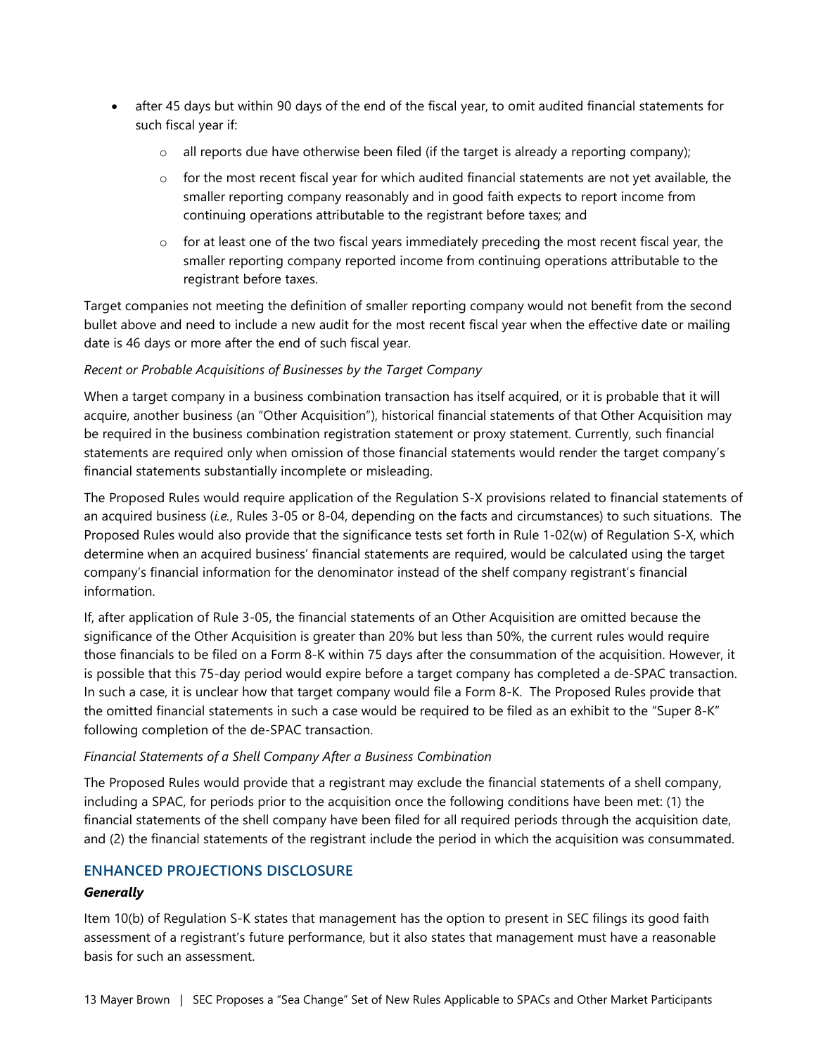- after 45 days but within 90 days of the end of the fiscal year, to omit audited financial statements for such fiscal year if:
    - all reports due have otherwise been filed (if the target is already a reporting company);
    - for the most recent fiscal year for which audited financial statements are not yet available, the smaller reporting company reasonably and in good faith expects to report income from continuing operations attributable to the registrant before taxes; and
    - for at least one of the two fiscal years immediately preceding the most recent fiscal year, the smaller reporting company reported income from continuing operations attributable to the registrant before taxes.

Target companies not meeting the definition of smaller reporting company would not benefit from the second bullet above and need to include a new audit for the most recent fiscal year when the effective date or mailing date is 46 days or more after the end of such fiscal year.

*Recent or Probable Acquisitions of Businesses by the Target Company*

When a target company in a business combination transaction has itself acquired, or it is probable that it will acquire, another business (an "Other Acquisition"), historical financial statements of that Other Acquisition may be required in the business combination registration statement or proxy statement. Currently, such financial statements are required only when omission of those financial statements would render the target company's financial statements substantially incomplete or misleading.

The Proposed Rules would require application of the Regulation S-X provisions related to financial statements of an acquired business (*i.e.*, Rules 3-05 or 8-04, depending on the facts and circumstances) to such situations. The Proposed Rules would also provide that the significance tests set forth in Rule 1-02(w) of Regulation S-X, which determine when an acquired business' financial statements are required, would be calculated using the target company's financial information for the denominator instead of the shelf company registrant's financial information.

If, after application of Rule 3-05, the financial statements of an Other Acquisition are omitted because the significance of the Other Acquisition is greater than 20% but less than 50%, the current rules would require those financials to be filed on a Form 8-K within 75 days after the consummation of the acquisition. However, it is possible that this 75-day period would expire before a target company has completed a de-SPAC transaction. In such a case, it is unclear how that target company would file a Form 8-K. The Proposed Rules provide that the omitted financial statements in such a case would be required to be filed as an exhibit to the "Super 8-K" following completion of the de-SPAC transaction.

*Financial Statements of a Shell Company After a Business Combination*

The Proposed Rules would provide that a registrant may exclude the financial statements of a shell company, including a SPAC, for periods prior to the acquisition once the following conditions have been met: (1) the financial statements of the shell company have been filed for all required periods through the acquisition date, and (2) the financial statements of the registrant include the period in which the acquisition was consummated.

## ENHANCED PROJECTIONS DISCLOSURE

***Generally***

Item 10(b) of Regulation S-K states that management has the option to present in SEC filings its good faith assessment of a registrant's future performance, but it also states that management must have a reasonable basis for such an assessment.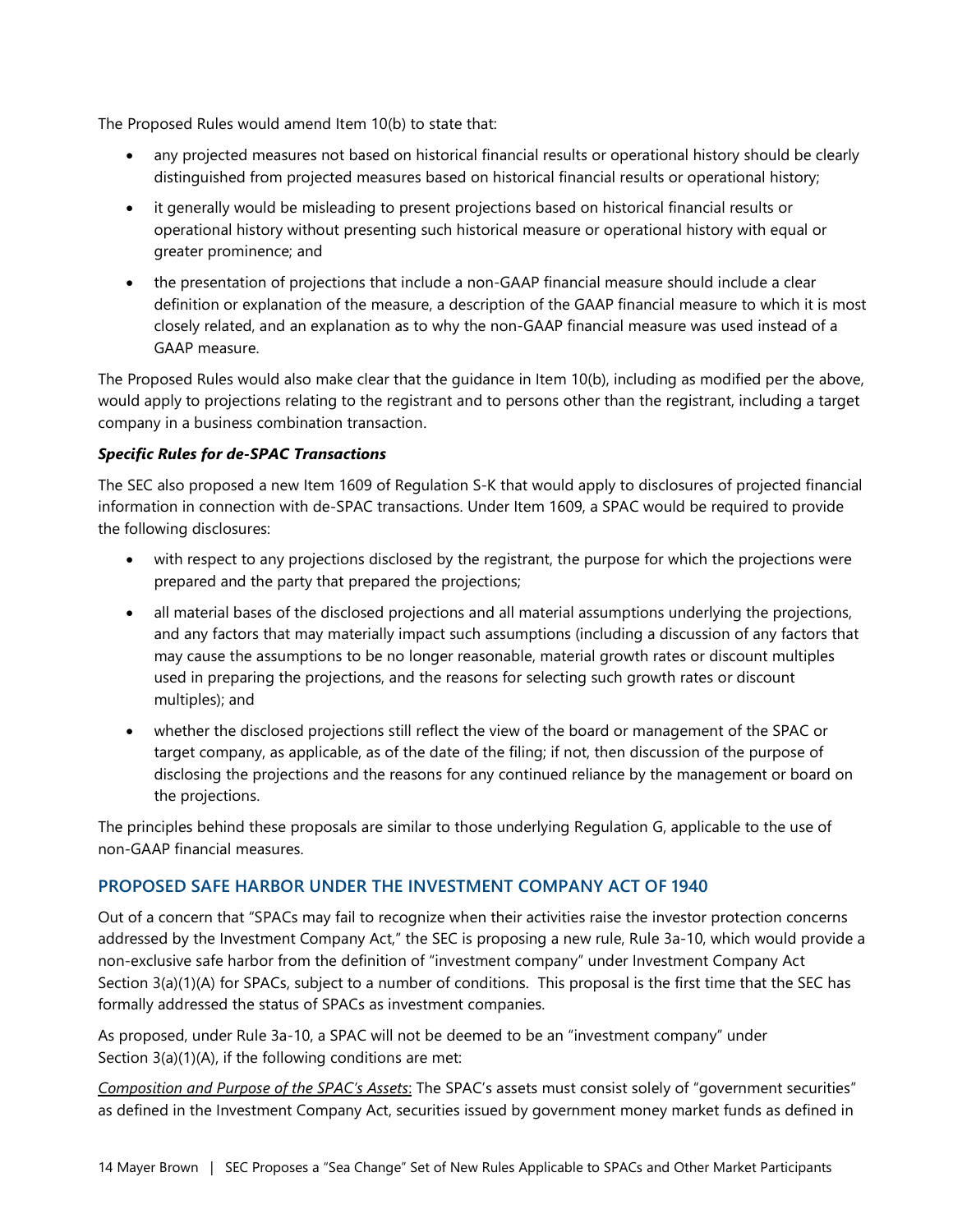The Proposed Rules would amend Item 10(b) to state that:

- any projected measures not based on historical financial results or operational history should be clearly distinguished from projected measures based on historical financial results or operational history;
- it generally would be misleading to present projections based on historical financial results or operational history without presenting such historical measure or operational history with equal or greater prominence; and
- the presentation of projections that include a non-GAAP financial measure should include a clear definition or explanation of the measure, a description of the GAAP financial measure to which it is most closely related, and an explanation as to why the non-GAAP financial measure was used instead of a GAAP measure.

The Proposed Rules would also make clear that the guidance in Item 10(b), including as modified per the above, would apply to projections relating to the registrant and to persons other than the registrant, including a target company in a business combination transaction.

***Specific Rules for de-SPAC Transactions***

The SEC also proposed a new Item 1609 of Regulation S-K that would apply to disclosures of projected financial information in connection with de-SPAC transactions. Under Item 1609, a SPAC would be required to provide the following disclosures:

- with respect to any projections disclosed by the registrant, the purpose for which the projections were prepared and the party that prepared the projections;
- all material bases of the disclosed projections and all material assumptions underlying the projections, and any factors that may materially impact such assumptions (including a discussion of any factors that may cause the assumptions to be no longer reasonable, material growth rates or discount multiples used in preparing the projections, and the reasons for selecting such growth rates or discount multiples); and
- whether the disclosed projections still reflect the view of the board or management of the SPAC or target company, as applicable, as of the date of the filing; if not, then discussion of the purpose of disclosing the projections and the reasons for any continued reliance by the management or board on the projections.

The principles behind these proposals are similar to those underlying Regulation G, applicable to the use of non-GAAP financial measures.

## PROPOSED SAFE HARBOR UNDER THE INVESTMENT COMPANY ACT OF 1940

Out of a concern that "SPACs may fail to recognize when their activities raise the investor protection concerns addressed by the Investment Company Act," the SEC is proposing a new rule, Rule 3a-10, which would provide a non-exclusive safe harbor from the definition of "investment company" under Investment Company Act Section 3(a)(1)(A) for SPACs, subject to a number of conditions. This proposal is the first time that the SEC has formally addressed the status of SPACs as investment companies.

As proposed, under Rule 3a-10, a SPAC will not be deemed to be an "investment company" under Section 3(a)(1)(A), if the following conditions are met:

<u>Composition and Purpose of the SPAC's Assets</u>: The SPAC's assets must consist solely of "government securities" as defined in the Investment Company Act, securities issued by government money market funds as defined in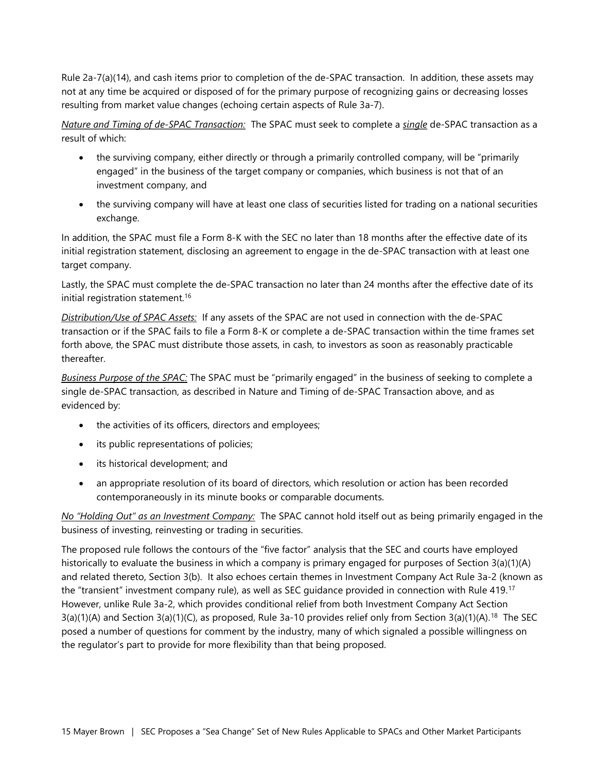Rule 2a-7(a)(14), and cash items prior to completion of the de-SPAC transaction. In addition, these assets may not at any time be acquired or disposed of for the primary purpose of recognizing gains or decreasing losses resulting from market value changes (echoing certain aspects of Rule 3a-7).

*Nature and Timing of de-SPAC Transaction:* The SPAC must seek to complete a ***single*** de-SPAC transaction as a result of which:

- the surviving company, either directly or through a primarily controlled company, will be "primarily engaged" in the business of the target company or companies, which business is not that of an investment company, and
- the surviving company will have at least one class of securities listed for trading on a national securities exchange.

In addition, the SPAC must file a Form 8-K with the SEC no later than 18 months after the effective date of its initial registration statement, disclosing an agreement to engage in the de-SPAC transaction with at least one target company.

Lastly, the SPAC must complete the de-SPAC transaction no later than 24 months after the effective date of its initial registration statement.[16]

*Distribution/Use of SPAC Assets:* If any assets of the SPAC are not used in connection with the de-SPAC transaction or if the SPAC fails to file a Form 8-K or complete a de-SPAC transaction within the time frames set forth above, the SPAC must distribute those assets, in cash, to investors as soon as reasonably practicable thereafter.

*Business Purpose of the SPAC:* The SPAC must be "primarily engaged" in the business of seeking to complete a single de-SPAC transaction, as described in Nature and Timing of de-SPAC Transaction above, and as evidenced by:

- the activities of its officers, directors and employees;
- its public representations of policies;
- its historical development; and
- an appropriate resolution of its board of directors, which resolution or action has been recorded contemporaneously in its minute books or comparable documents.

*No "Holding Out" as an Investment Company:* The SPAC cannot hold itself out as being primarily engaged in the business of investing, reinvesting or trading in securities.

The proposed rule follows the contours of the "five factor" analysis that the SEC and courts have employed historically to evaluate the business in which a company is primary engaged for purposes of Section 3(a)(1)(A) and related thereto, Section 3(b). It also echoes certain themes in Investment Company Act Rule 3a-2 (known as the "transient" investment company rule), as well as SEC guidance provided in connection with Rule 419.[17] However, unlike Rule 3a-2, which provides conditional relief from both Investment Company Act Section 3(a)(1)(A) and Section 3(a)(1)(C), as proposed, Rule 3a-10 provides relief only from Section 3(a)(1)(A).[18] The SEC posed a number of questions for comment by the industry, many of which signaled a possible willingness on the regulator's part to provide for more flexibility than that being proposed.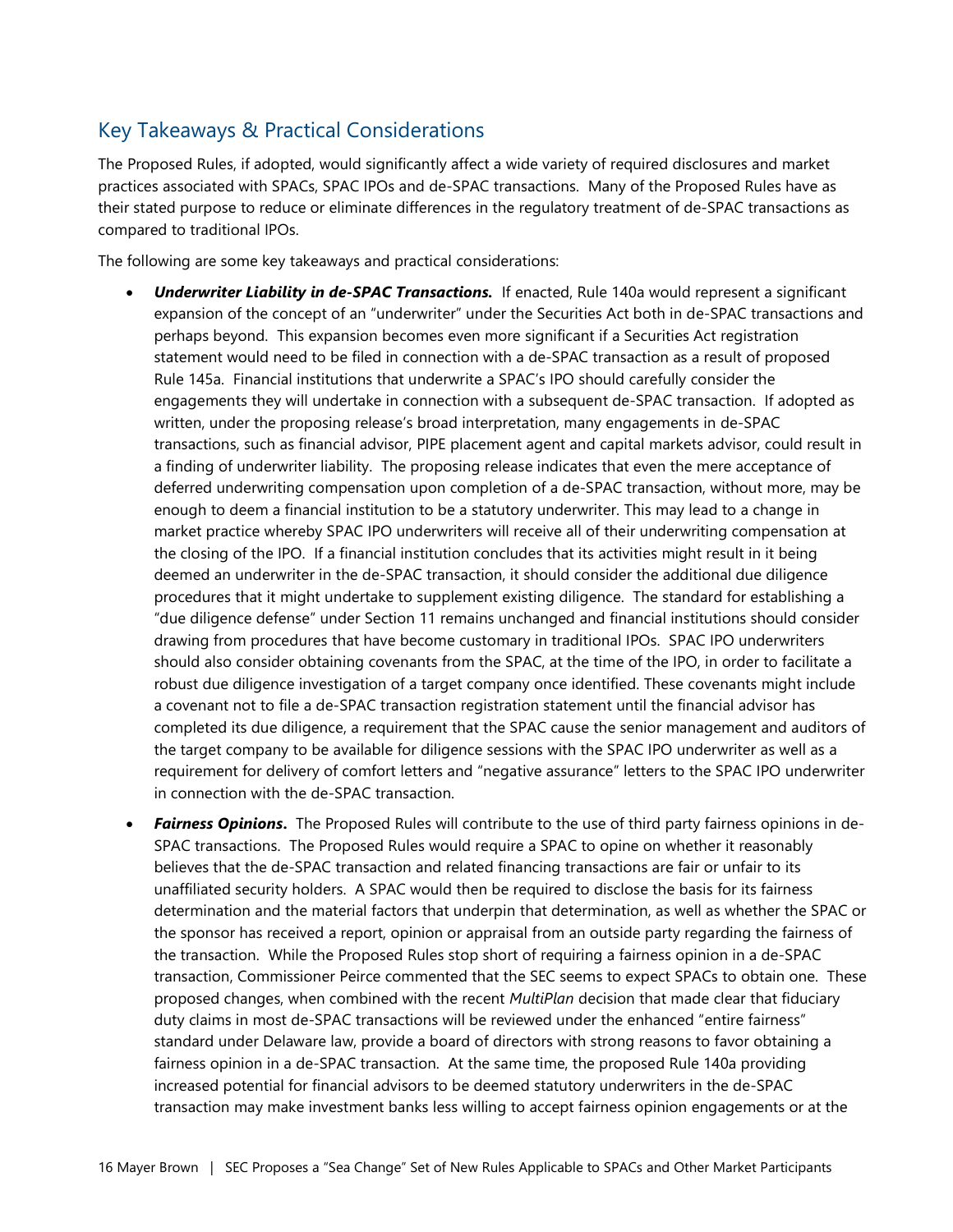## Key Takeaways & Practical Considerations

The Proposed Rules, if adopted, would significantly affect a wide variety of required disclosures and market practices associated with SPACs, SPAC IPOs and de-SPAC transactions. Many of the Proposed Rules have as their stated purpose to reduce or eliminate differences in the regulatory treatment of de-SPAC transactions as compared to traditional IPOs.

The following are some key takeaways and practical considerations:

- ***Underwriter Liability in de-SPAC Transactions.*** If enacted, Rule 140a would represent a significant expansion of the concept of an "underwriter" under the Securities Act both in de-SPAC transactions and perhaps beyond. This expansion becomes even more significant if a Securities Act registration statement would need to be filed in connection with a de-SPAC transaction as a result of proposed Rule 145a. Financial institutions that underwrite a SPAC's IPO should carefully consider the engagements they will undertake in connection with a subsequent de-SPAC transaction. If adopted as written, under the proposing release's broad interpretation, many engagements in de-SPAC transactions, such as financial advisor, PIPE placement agent and capital markets advisor, could result in a finding of underwriter liability. The proposing release indicates that even the mere acceptance of deferred underwriting compensation upon completion of a de-SPAC transaction, without more, may be enough to deem a financial institution to be a statutory underwriter. This may lead to a change in market practice whereby SPAC IPO underwriters will receive all of their underwriting compensation at the closing of the IPO. If a financial institution concludes that its activities might result in it being deemed an underwriter in the de-SPAC transaction, it should consider the additional due diligence procedures that it might undertake to supplement existing diligence. The standard for establishing a "due diligence defense" under Section 11 remains unchanged and financial institutions should consider drawing from procedures that have become customary in traditional IPOs. SPAC IPO underwriters should also consider obtaining covenants from the SPAC, at the time of the IPO, in order to facilitate a robust due diligence investigation of a target company once identified. These covenants might include a covenant not to file a de-SPAC transaction registration statement until the financial advisor has completed its due diligence, a requirement that the SPAC cause the senior management and auditors of the target company to be available for diligence sessions with the SPAC IPO underwriter as well as a requirement for delivery of comfort letters and "negative assurance" letters to the SPAC IPO underwriter in connection with the de-SPAC transaction.

- ***Fairness Opinions***. The Proposed Rules will contribute to the use of third party fairness opinions in de-SPAC transactions. The Proposed Rules would require a SPAC to opine on whether it reasonably believes that the de-SPAC transaction and related financing transactions are fair or unfair to its unaffiliated security holders. A SPAC would then be required to disclose the basis for its fairness determination and the material factors that underpin that determination, as well as whether the SPAC or the sponsor has received a report, opinion or appraisal from an outside party regarding the fairness of the transaction. While the Proposed Rules stop short of requiring a fairness opinion in a de-SPAC transaction, Commissioner Peirce commented that the SEC seems to expect SPACs to obtain one. These proposed changes, when combined with the recent *MultiPlan* decision that made clear that fiduciary duty claims in most de-SPAC transactions will be reviewed under the enhanced "entire fairness" standard under Delaware law, provide a board of directors with strong reasons to favor obtaining a fairness opinion in a de-SPAC transaction. At the same time, the proposed Rule 140a providing increased potential for financial advisors to be deemed statutory underwriters in the de-SPAC transaction may make investment banks less willing to accept fairness opinion engagements or at the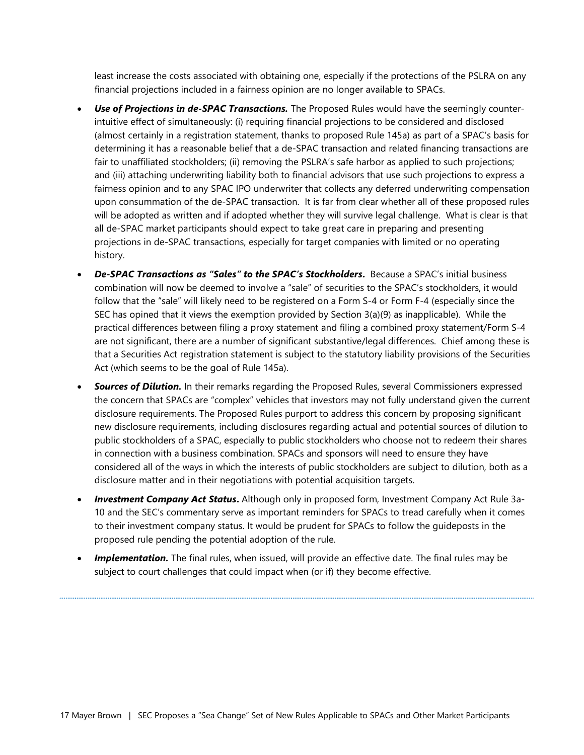least increase the costs associated with obtaining one, especially if the protections of the PSLRA on any financial projections included in a fairness opinion are no longer available to SPACs.

- ***Use of Projections in de-SPAC Transactions.*** The Proposed Rules would have the seemingly counter-intuitive effect of simultaneously: (i) requiring financial projections to be considered and disclosed (almost certainly in a registration statement, thanks to proposed Rule 145a) as part of a SPAC's basis for determining it has a reasonable belief that a de-SPAC transaction and related financing transactions are fair to unaffiliated stockholders; (ii) removing the PSLRA's safe harbor as applied to such projections; and (iii) attaching underwriting liability both to financial advisors that use such projections to express a fairness opinion and to any SPAC IPO underwriter that collects any deferred underwriting compensation upon consummation of the de-SPAC transaction. It is far from clear whether all of these proposed rules will be adopted as written and if adopted whether they will survive legal challenge. What is clear is that all de-SPAC market participants should expect to take great care in preparing and presenting projections in de-SPAC transactions, especially for target companies with limited or no operating history.
- ***De-SPAC Transactions as "Sales" to the SPAC's Stockholders.*** Because a SPAC's initial business combination will now be deemed to involve a "sale" of securities to the SPAC's stockholders, it would follow that the "sale" will likely need to be registered on a Form S-4 or Form F-4 (especially since the SEC has opined that it views the exemption provided by Section 3(a)(9) as inapplicable). While the practical differences between filing a proxy statement and filing a combined proxy statement/Form S-4 are not significant, there are a number of significant substantive/legal differences. Chief among these is that a Securities Act registration statement is subject to the statutory liability provisions of the Securities Act (which seems to be the goal of Rule 145a).
- ***Sources of Dilution.*** In their remarks regarding the Proposed Rules, several Commissioners expressed the concern that SPACs are "complex" vehicles that investors may not fully understand given the current disclosure requirements. The Proposed Rules purport to address this concern by proposing significant new disclosure requirements, including disclosures regarding actual and potential sources of dilution to public stockholders of a SPAC, especially to public stockholders who choose not to redeem their shares in connection with a business combination. SPACs and sponsors will need to ensure they have considered all of the ways in which the interests of public stockholders are subject to dilution, both as a disclosure matter and in their negotiations with potential acquisition targets.
- ***Investment Company Act Status.*** Although only in proposed form, Investment Company Act Rule 3a-10 and the SEC's commentary serve as important reminders for SPACs to tread carefully when it comes to their investment company status. It would be prudent for SPACs to follow the guideposts in the proposed rule pending the potential adoption of the rule.
- ***Implementation.*** The final rules, when issued, will provide an effective date. The final rules may be subject to court challenges that could impact when (or if) they become effective.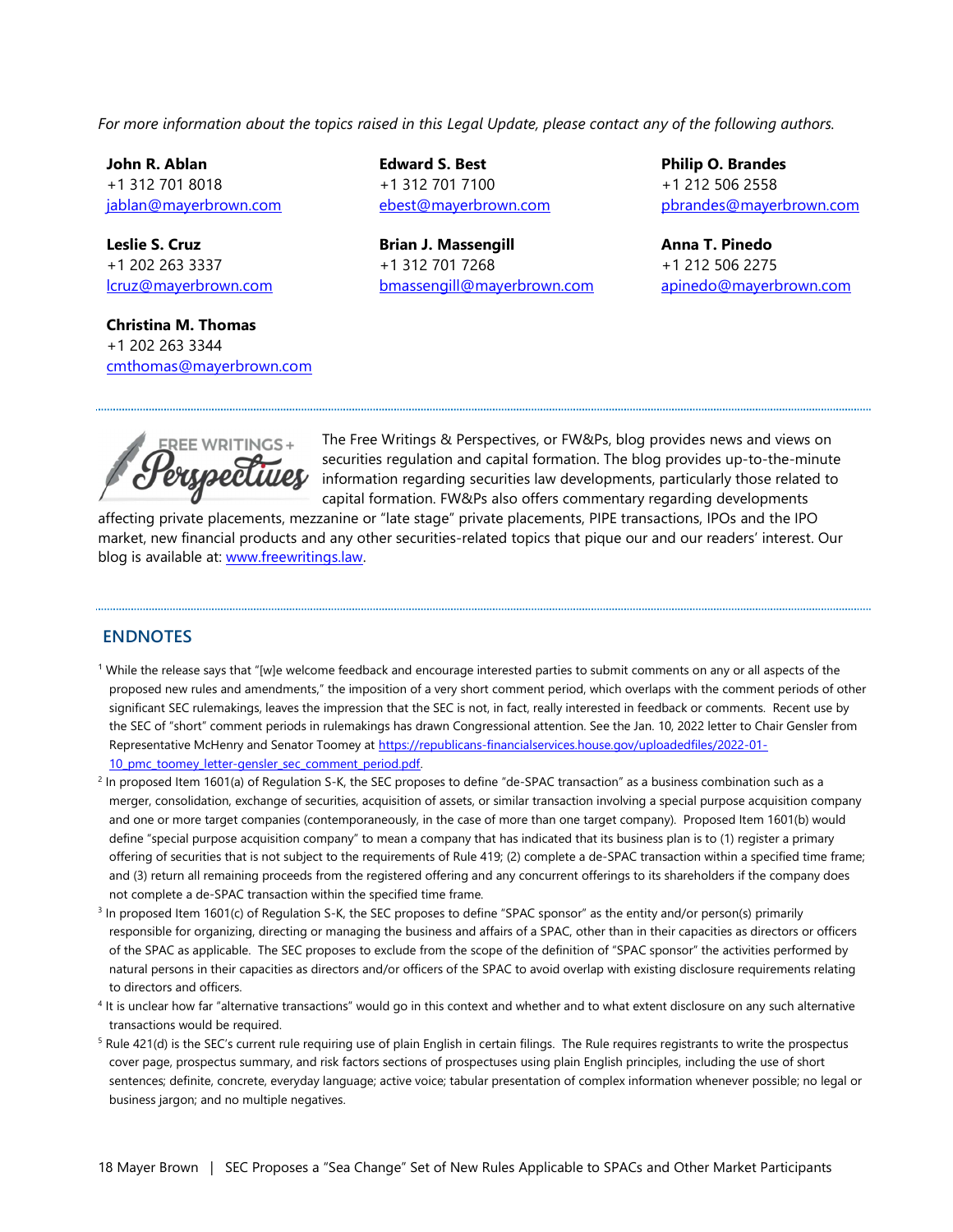*For more information about the topics raised in this Legal Update, please contact any of the following authors.*

**John R. Ablan**
+1 312 701 8018
jablan@mayerbrown.com

**Edward S. Best**
+1 312 701 7100
ebest@mayerbrown.com

**Philip O. Brandes**
+1 212 506 2558
pbrandes@mayerbrown.com

**Leslie S. Cruz**
+1 202 263 3337
lcruz@mayerbrown.com

**Brian J. Massengill**
+1 312 701 7268
bmassengill@mayerbrown.com

**Anna T. Pinedo**
+1 212 506 2275
apinedo@mayerbrown.com

**Christina M. Thomas**
+1 202 263 3344
cmthomas@mayerbrown.com

---

The Free Writings & Perspectives, or FW&Ps, blog provides news and views on securities regulation and capital formation. The blog provides up-to-the-minute information regarding securities law developments, particularly those related to capital formation. FW&Ps also offers commentary regarding developments affecting private placements, mezzanine or "late stage" private placements, PIPE transactions, IPOs and the IPO market, new financial products and any other securities-related topics that pique our and our readers' interest. Our blog is available at: www.freewritings.law.

---

## ENDNOTES

[1] While the release says that "[w]e welcome feedback and encourage interested parties to submit comments on any or all aspects of the proposed new rules and amendments," the imposition of a very short comment period, which overlaps with the comment periods of other significant SEC rulemakings, leaves the impression that the SEC is not, in fact, really interested in feedback or comments. Recent use by the SEC of "short" comment periods in rulemakings has drawn Congressional attention. See the Jan. 10, 2022 letter to Chair Gensler from Representative McHenry and Senator Toomey at https://republicans-financialservices.house.gov/uploadedfiles/2022-01-10_pmc_toomey_letter-gensler_sec_comment_period.pdf.

[2] In proposed Item 1601(a) of Regulation S-K, the SEC proposes to define "de-SPAC transaction" as a business combination such as a merger, consolidation, exchange of securities, acquisition of assets, or similar transaction involving a special purpose acquisition company and one or more target companies (contemporaneously, in the case of more than one target company). Proposed Item 1601(b) would define "special purpose acquisition company" to mean a company that has indicated that its business plan is to (1) register a primary offering of securities that is not subject to the requirements of Rule 419; (2) complete a de-SPAC transaction within a specified time frame; and (3) return all remaining proceeds from the registered offering and any concurrent offerings to its shareholders if the company does not complete a de-SPAC transaction within the specified time frame.

[3] In proposed Item 1601(c) of Regulation S-K, the SEC proposes to define "SPAC sponsor" as the entity and/or person(s) primarily responsible for organizing, directing or managing the business and affairs of a SPAC, other than in their capacities as directors or officers of the SPAC as applicable. The SEC proposes to exclude from the scope of the definition of "SPAC sponsor" the activities performed by natural persons in their capacities as directors and/or officers of the SPAC to avoid overlap with existing disclosure requirements relating to directors and officers.

[4] It is unclear how far "alternative transactions" would go in this context and whether and to what extent disclosure on any such alternative transactions would be required.

[5] Rule 421(d) is the SEC's current rule requiring use of plain English in certain filings. The Rule requires registrants to write the prospectus cover page, prospectus summary, and risk factors sections of prospectuses using plain English principles, including the use of short sentences; definite, concrete, everyday language; active voice; tabular presentation of complex information whenever possible; no legal or business jargon; and no multiple negatives.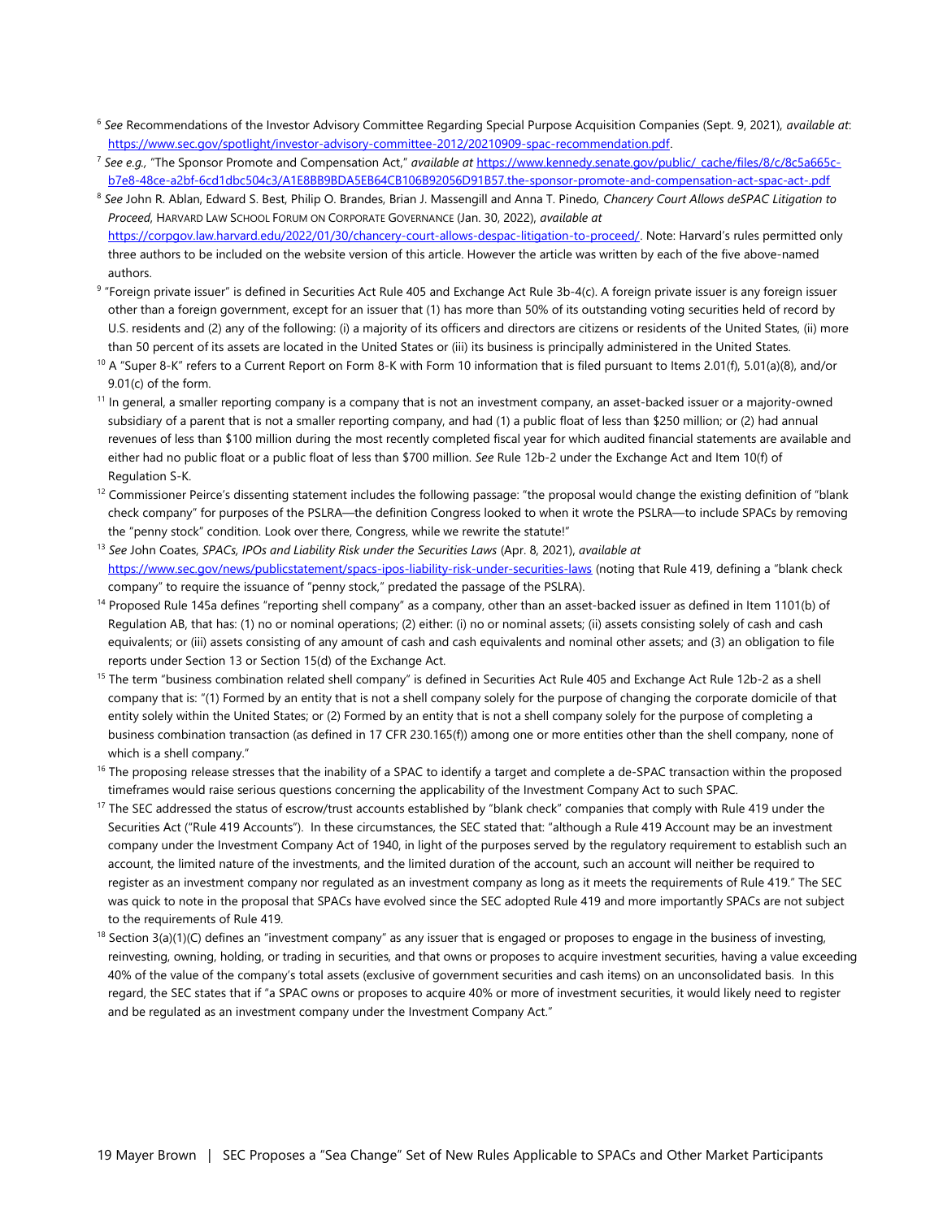[6] *See* Recommendations of the Investor Advisory Committee Regarding Special Purpose Acquisition Companies (Sept. 9, 2021), *available at*: https://www.sec.gov/spotlight/investor-advisory-committee-2012/20210909-spac-recommendation.pdf.

[7] *See e.g.,* "The Sponsor Promote and Compensation Act," *available at* https://www.kennedy.senate.gov/public/_cache/files/8/c/8c5a665c-b7e8-48ce-a2bf-6cd1dbc504c3/A1E8BB9BDA5EB64CB106B92056D91B57.the-sponsor-promote-and-compensation-act-spac-act-.pdf

[8] *See* John R. Ablan, Edward S. Best, Philip O. Brandes, Brian J. Massengill and Anna T. Pinedo, *Chancery Court Allows deSPAC Litigation to Proceed*, HARVARD LAW SCHOOL FORUM ON CORPORATE GOVERNANCE (Jan. 30, 2022), *available at* https://corpgov.law.harvard.edu/2022/01/30/chancery-court-allows-despac-litigation-to-proceed/. Note: Harvard's rules permitted only three authors to be included on the website version of this article. However the article was written by each of the five above-named authors.

[9] "Foreign private issuer" is defined in Securities Act Rule 405 and Exchange Act Rule 3b-4(c). A foreign private issuer is any foreign issuer other than a foreign government, except for an issuer that (1) has more than 50% of its outstanding voting securities held of record by U.S. residents and (2) any of the following: (i) a majority of its officers and directors are citizens or residents of the United States, (ii) more than 50 percent of its assets are located in the United States or (iii) its business is principally administered in the United States.

[10] A "Super 8-K" refers to a Current Report on Form 8-K with Form 10 information that is filed pursuant to Items 2.01(f), 5.01(a)(8), and/or 9.01(c) of the form.

[11] In general, a smaller reporting company is a company that is not an investment company, an asset-backed issuer or a majority-owned subsidiary of a parent that is not a smaller reporting company, and had (1) a public float of less than $250 million; or (2) had annual revenues of less than $100 million during the most recently completed fiscal year for which audited financial statements are available and either had no public float or a public float of less than $700 million. *See* Rule 12b-2 under the Exchange Act and Item 10(f) of Regulation S-K.

[12] Commissioner Peirce's dissenting statement includes the following passage: "the proposal would change the existing definition of "blank check company" for purposes of the PSLRA—the definition Congress looked to when it wrote the PSLRA—to include SPACs by removing the "penny stock" condition. Look over there, Congress, while we rewrite the statute!"

[13] *See* John Coates, *SPACs, IPOs and Liability Risk under the Securities Laws* (Apr. 8, 2021), *available at* https://www.sec.gov/news/publicstatement/spacs-ipos-liability-risk-under-securities-laws (noting that Rule 419, defining a "blank check company" to require the issuance of "penny stock," predated the passage of the PSLRA).

[14] Proposed Rule 145a defines "reporting shell company" as a company, other than an asset-backed issuer as defined in Item 1101(b) of Regulation AB, that has: (1) no or nominal operations; (2) either: (i) no or nominal assets; (ii) assets consisting solely of cash and cash equivalents; or (iii) assets consisting of any amount of cash and cash equivalents and nominal other assets; and (3) an obligation to file reports under Section 13 or Section 15(d) of the Exchange Act.

[15] The term "business combination related shell company" is defined in Securities Act Rule 405 and Exchange Act Rule 12b-2 as a shell company that is: "(1) Formed by an entity that is not a shell company solely for the purpose of changing the corporate domicile of that entity solely within the United States; or (2) Formed by an entity that is not a shell company solely for the purpose of completing a business combination transaction (as defined in 17 CFR 230.165(f)) among one or more entities other than the shell company, none of which is a shell company."

[16] The proposing release stresses that the inability of a SPAC to identify a target and complete a de-SPAC transaction within the proposed timeframes would raise serious questions concerning the applicability of the Investment Company Act to such SPAC.

[17] The SEC addressed the status of escrow/trust accounts established by "blank check" companies that comply with Rule 419 under the Securities Act ("Rule 419 Accounts"). In these circumstances, the SEC stated that: "although a Rule 419 Account may be an investment company under the Investment Company Act of 1940, in light of the purposes served by the regulatory requirement to establish such an account, the limited nature of the investments, and the limited duration of the account, such an account will neither be required to register as an investment company nor regulated as an investment company as long as it meets the requirements of Rule 419." The SEC was quick to note in the proposal that SPACs have evolved since the SEC adopted Rule 419 and more importantly SPACs are not subject to the requirements of Rule 419.

[18] Section 3(a)(1)(C) defines an "investment company" as any issuer that is engaged or proposes to engage in the business of investing, reinvesting, owning, holding, or trading in securities, and that owns or proposes to acquire investment securities, having a value exceeding 40% of the value of the company's total assets (exclusive of government securities and cash items) on an unconsolidated basis. In this regard, the SEC states that if "a SPAC owns or proposes to acquire 40% or more of investment securities, it would likely need to register and be regulated as an investment company under the Investment Company Act."